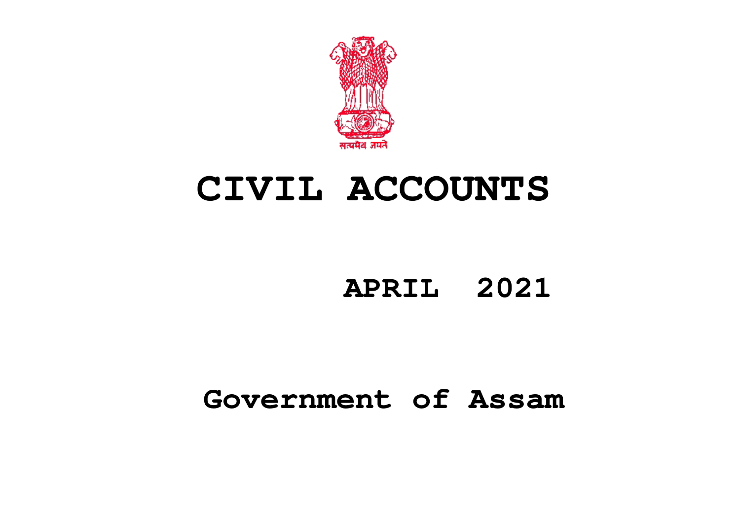सत्यमेव जयते

# CIVIL ACCOUNTS

## APRIL 2021

## Government of Assam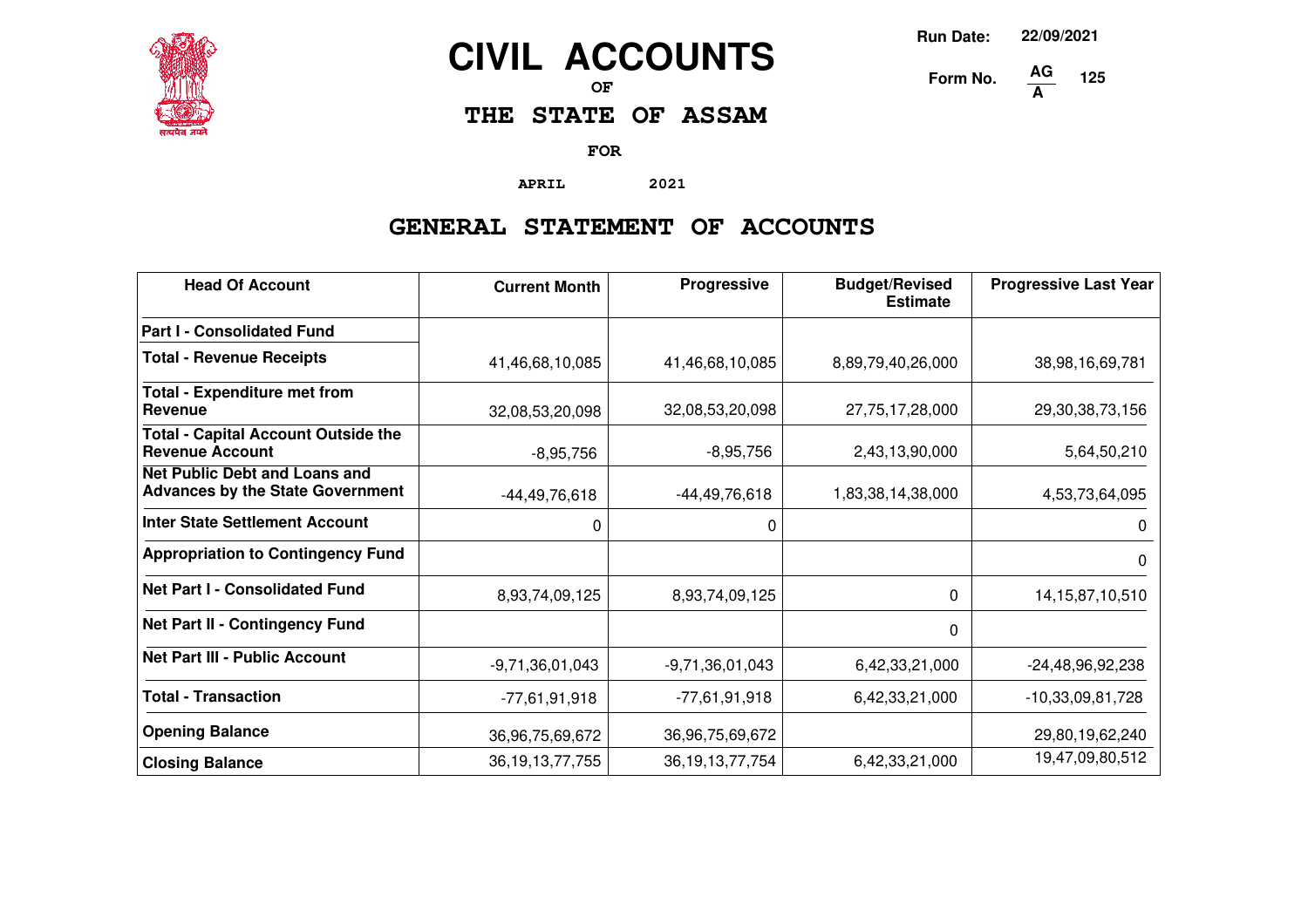# CIVIL ACCOUNTS

OF

## THE STATE OF ASSAM

FOR

APRIL 2021

Run Date: 22/09/2021

Form No. AG/A 125

## GENERAL STATEMENT OF ACCOUNTS

| Head Of Account | Current Month | Progressive | Budget/Revised Estimate | Progressive Last Year |
|---|---|---|---|---|
| **Part I - Consolidated Fund** | | | | |
| **Total - Revenue Receipts** | 41,46,68,10,085 | 41,46,68,10,085 | 8,89,79,40,26,000 | 38,98,16,69,781 |
| **Total - Expenditure met from Revenue** | 32,08,53,20,098 | 32,08,53,20,098 | 27,75,17,28,000 | 29,30,38,73,156 |
| **Total - Capital Account Outside the Revenue Account** | -8,95,756 | -8,95,756 | 2,43,13,90,000 | 5,64,50,210 |
| **Net Public Debt and Loans and Advances by the State Government** | -44,49,76,618 | -44,49,76,618 | 1,83,38,14,38,000 | 4,53,73,64,095 |
| **Inter State Settlement Account** | 0 | 0 | | 0 |
| **Appropriation to Contingency Fund** | | | | 0 |
| **Net Part I - Consolidated Fund** | 8,93,74,09,125 | 8,93,74,09,125 | 0 | 14,15,87,10,510 |
| **Net Part II - Contingency Fund** | | | 0 | |
| **Net Part III - Public Account** | -9,71,36,01,043 | -9,71,36,01,043 | 6,42,33,21,000 | -24,48,96,92,238 |
| **Total - Transaction** | -77,61,91,918 | -77,61,91,918 | 6,42,33,21,000 | -10,33,09,81,728 |
| **Opening Balance** | 36,96,75,69,672 | 36,96,75,69,672 | | 29,80,19,62,240 |
| **Closing Balance** | 36,19,13,77,755 | 36,19,13,77,754 | 6,42,33,21,000 | 19,47,09,80,512 |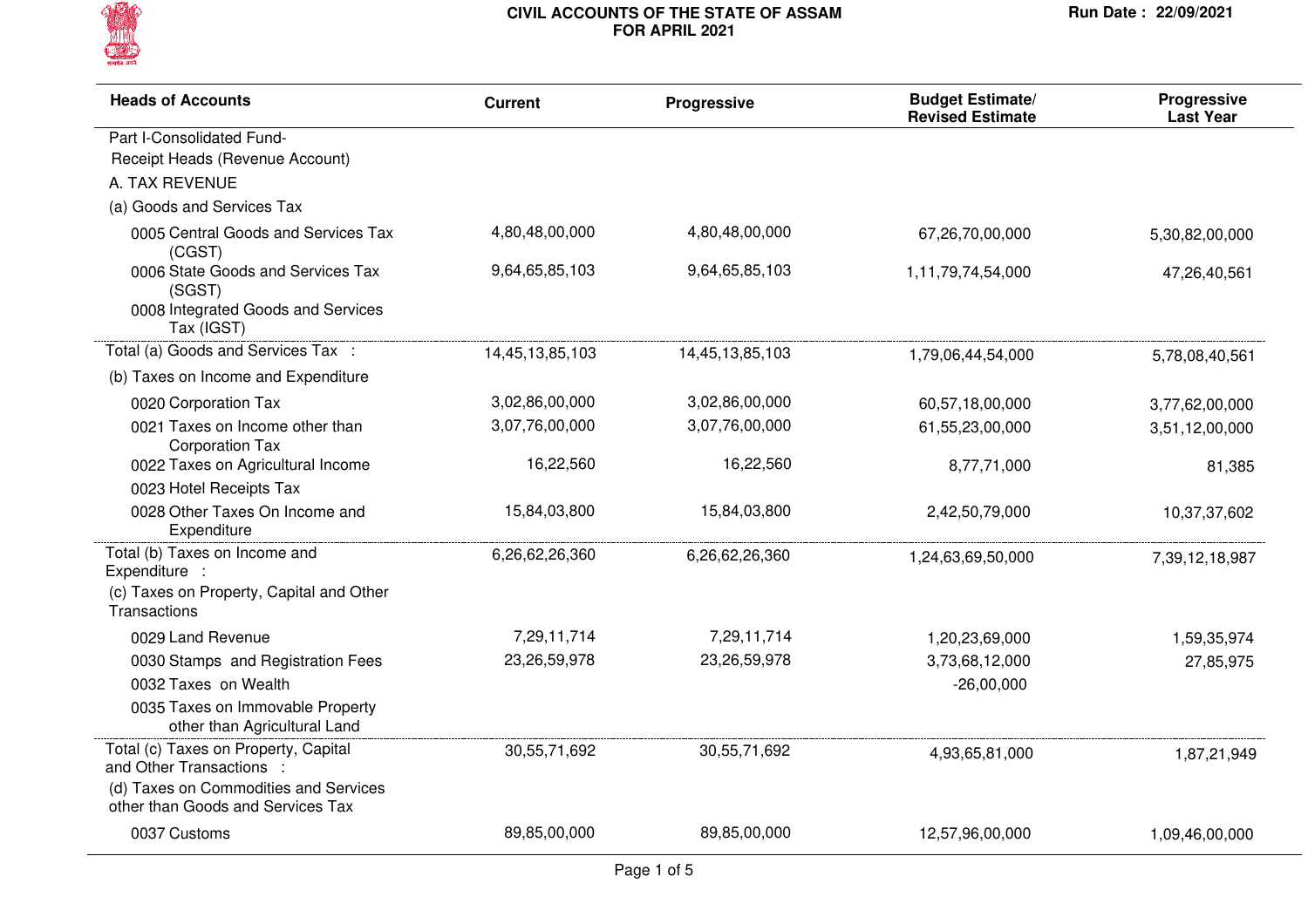**CIVIL ACCOUNTS OF THE STATE OF ASSAM**
**FOR APRIL 2021**

Run Date : 22/09/2021

| Heads of Accounts | Current | Progressive | Budget Estimate/ Revised Estimate | Progressive Last Year |
|---|---|---|---|---|
| Part I-Consolidated Fund- | | | | |
| Receipt Heads (Revenue Account) | | | | |
| A. TAX REVENUE | | | | |
| (a) Goods and Services Tax | | | | |
| 0005 Central Goods and Services Tax (CGST) | 4,80,48,00,000 | 4,80,48,00,000 | 67,26,70,00,000 | 5,30,82,00,000 |
| 0006 State Goods and Services Tax (SGST) | 9,64,65,85,103 | 9,64,65,85,103 | 1,11,79,74,54,000 | 47,26,40,561 |
| 0008 Integrated Goods and Services Tax (IGST) | | | | |
| Total (a) Goods and Services Tax : | 14,45,13,85,103 | 14,45,13,85,103 | 1,79,06,44,54,000 | 5,78,08,40,561 |
| (b) Taxes on Income and Expenditure | | | | |
| 0020 Corporation Tax | 3,02,86,00,000 | 3,02,86,00,000 | 60,57,18,00,000 | 3,77,62,00,000 |
| 0021 Taxes on Income other than Corporation Tax | 3,07,76,00,000 | 3,07,76,00,000 | 61,55,23,00,000 | 3,51,12,00,000 |
| 0022 Taxes on Agricultural Income | 16,22,560 | 16,22,560 | 8,77,71,000 | 81,385 |
| 0023 Hotel Receipts Tax | | | | |
| 0028 Other Taxes On Income and Expenditure | 15,84,03,800 | 15,84,03,800 | 2,42,50,79,000 | 10,37,37,602 |
| Total (b) Taxes on Income and Expenditure : | 6,26,62,26,360 | 6,26,62,26,360 | 1,24,63,69,50,000 | 7,39,12,18,987 |
| (c) Taxes on Property, Capital and Other Transactions | | | | |
| 0029 Land Revenue | 7,29,11,714 | 7,29,11,714 | 1,20,23,69,000 | 1,59,35,974 |
| 0030 Stamps and Registration Fees | 23,26,59,978 | 23,26,59,978 | 3,73,68,12,000 | 27,85,975 |
| 0032 Taxes on Wealth | | | -26,00,000 | |
| 0035 Taxes on Immovable Property other than Agricultural Land | | | | |
| Total (c) Taxes on Property, Capital and Other Transactions : | 30,55,71,692 | 30,55,71,692 | 4,93,65,81,000 | 1,87,21,949 |
| (d) Taxes on Commodities and Services other than Goods and Services Tax | | | | |
| 0037 Customs | 89,85,00,000 | 89,85,00,000 | 12,57,96,00,000 | 1,09,46,00,000 |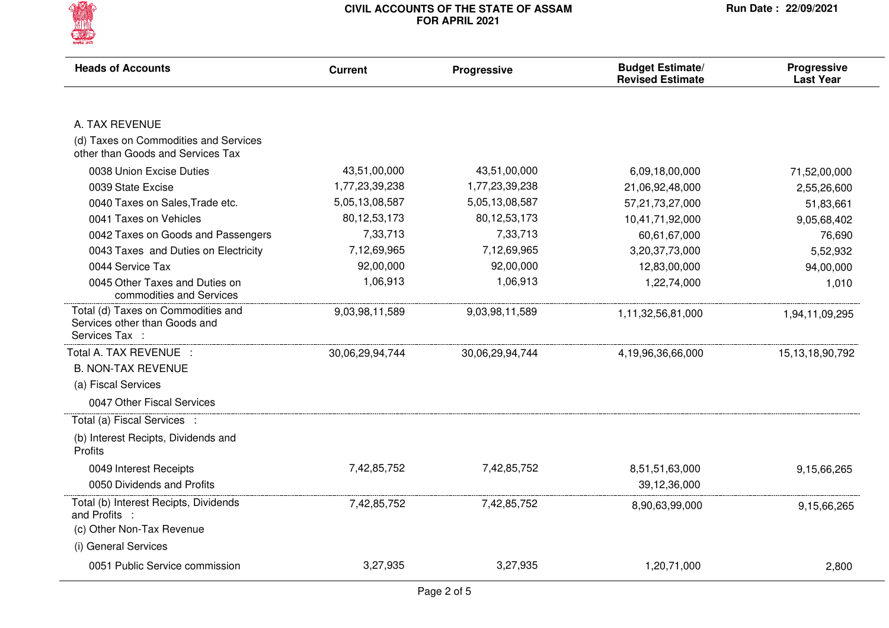# CIVIL ACCOUNTS OF THE STATE OF ASSAM
## FOR APRIL 2021

Run Date : 22/09/2021

| Heads of Accounts | Current | Progressive | Budget Estimate/ Revised Estimate | Progressive Last Year |
|---|---|---|---|---|
| A. TAX REVENUE | | | | |
| (d) Taxes on Commodities and Services other than Goods and Services Tax | | | | |
| 0038 Union Excise Duties | 43,51,00,000 | 43,51,00,000 | 6,09,18,00,000 | 71,52,00,000 |
| 0039 State Excise | 1,77,23,39,238 | 1,77,23,39,238 | 21,06,92,48,000 | 2,55,26,600 |
| 0040 Taxes on Sales,Trade etc. | 5,05,13,08,587 | 5,05,13,08,587 | 57,21,73,27,000 | 51,83,661 |
| 0041 Taxes on Vehicles | 80,12,53,173 | 80,12,53,173 | 10,41,71,92,000 | 9,05,68,402 |
| 0042 Taxes on Goods and Passengers | 7,33,713 | 7,33,713 | 60,61,67,000 | 76,690 |
| 0043 Taxes and Duties on Electricity | 7,12,69,965 | 7,12,69,965 | 3,20,37,73,000 | 5,52,932 |
| 0044 Service Tax | 92,00,000 | 92,00,000 | 12,83,00,000 | 94,00,000 |
| 0045 Other Taxes and Duties on commodities and Services | 1,06,913 | 1,06,913 | 1,22,74,000 | 1,010 |
| Total (d) Taxes on Commodities and Services other than Goods and Services Tax : | 9,03,98,11,589 | 9,03,98,11,589 | 1,11,32,56,81,000 | 1,94,11,09,295 |
| Total A. TAX REVENUE : | 30,06,29,94,744 | 30,06,29,94,744 | 4,19,96,36,66,000 | 15,13,18,90,792 |
| B. NON-TAX REVENUE | | | | |
| (a) Fiscal Services | | | | |
| 0047 Other Fiscal Services | | | | |
| Total (a) Fiscal Services : | | | | |
| (b) Interest Recipts, Dividends and Profits | | | | |
| 0049 Interest Receipts | 7,42,85,752 | 7,42,85,752 | 8,51,51,63,000 | 9,15,66,265 |
| 0050 Dividends and Profits | | | 39,12,36,000 | |
| Total (b) Interest Recipts, Dividends and Profits : | 7,42,85,752 | 7,42,85,752 | 8,90,63,99,000 | 9,15,66,265 |
| (c) Other Non-Tax Revenue | | | | |
| (i) General Services | | | | |
| 0051 Public Service commission | 3,27,935 | 3,27,935 | 1,20,71,000 | 2,800 |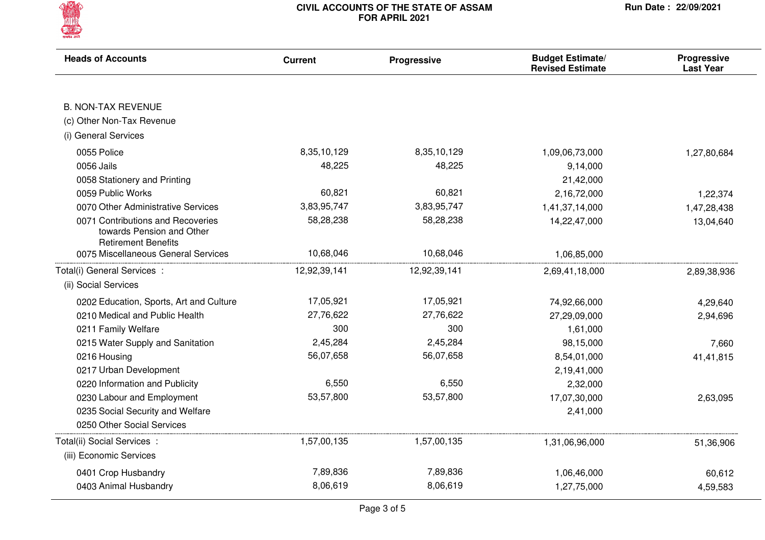# CIVIL ACCOUNTS OF THE STATE OF ASSAM FOR APRIL 2021

Run Date : 22/09/2021

| Heads of Accounts | Current | Progressive | Budget Estimate/ Revised Estimate | Progressive Last Year |
|---|---|---|---|---|
| **B. NON-TAX REVENUE** | | | | |
| (c) Other Non-Tax Revenue | | | | |
| (i) General Services | | | | |
| 0055 Police | 8,35,10,129 | 8,35,10,129 | 1,09,06,73,000 | 1,27,80,684 |
| 0056 Jails | 48,225 | 48,225 | 9,14,000 | |
| 0058 Stationery and Printing | | | 21,42,000 | |
| 0059 Public Works | 60,821 | 60,821 | 2,16,72,000 | 1,22,374 |
| 0070 Other Administrative Services | 3,83,95,747 | 3,83,95,747 | 1,41,37,14,000 | 1,47,28,438 |
| 0071 Contributions and Recoveries towards Pension and Other Retirement Benefits | 58,28,238 | 58,28,238 | 14,22,47,000 | 13,04,640 |
| 0075 Miscellaneous General Services | 10,68,046 | 10,68,046 | 1,06,85,000 | |
| Total(i) General Services : | 12,92,39,141 | 12,92,39,141 | 2,69,41,18,000 | 2,89,38,936 |
| (ii) Social Services | | | | |
| 0202 Education, Sports, Art and Culture | 17,05,921 | 17,05,921 | 74,92,66,000 | 4,29,640 |
| 0210 Medical and Public Health | 27,76,622 | 27,76,622 | 27,29,09,000 | 2,94,696 |
| 0211 Family Welfare | 300 | 300 | 1,61,000 | |
| 0215 Water Supply and Sanitation | 2,45,284 | 2,45,284 | 98,15,000 | 7,660 |
| 0216 Housing | 56,07,658 | 56,07,658 | 8,54,01,000 | 41,41,815 |
| 0217 Urban Development | | | 2,19,41,000 | |
| 0220 Information and Publicity | 6,550 | 6,550 | 2,32,000 | |
| 0230 Labour and Employment | 53,57,800 | 53,57,800 | 17,07,30,000 | 2,63,095 |
| 0235 Social Security and Welfare | | | 2,41,000 | |
| 0250 Other Social Services | | | | |
| Total(ii) Social Services : | 1,57,00,135 | 1,57,00,135 | 1,31,06,96,000 | 51,36,906 |
| (iii) Economic Services | | | | |
| 0401 Crop Husbandry | 7,89,836 | 7,89,836 | 1,06,46,000 | 60,612 |
| 0403 Animal Husbandry | 8,06,619 | 8,06,619 | 1,27,75,000 | 4,59,583 |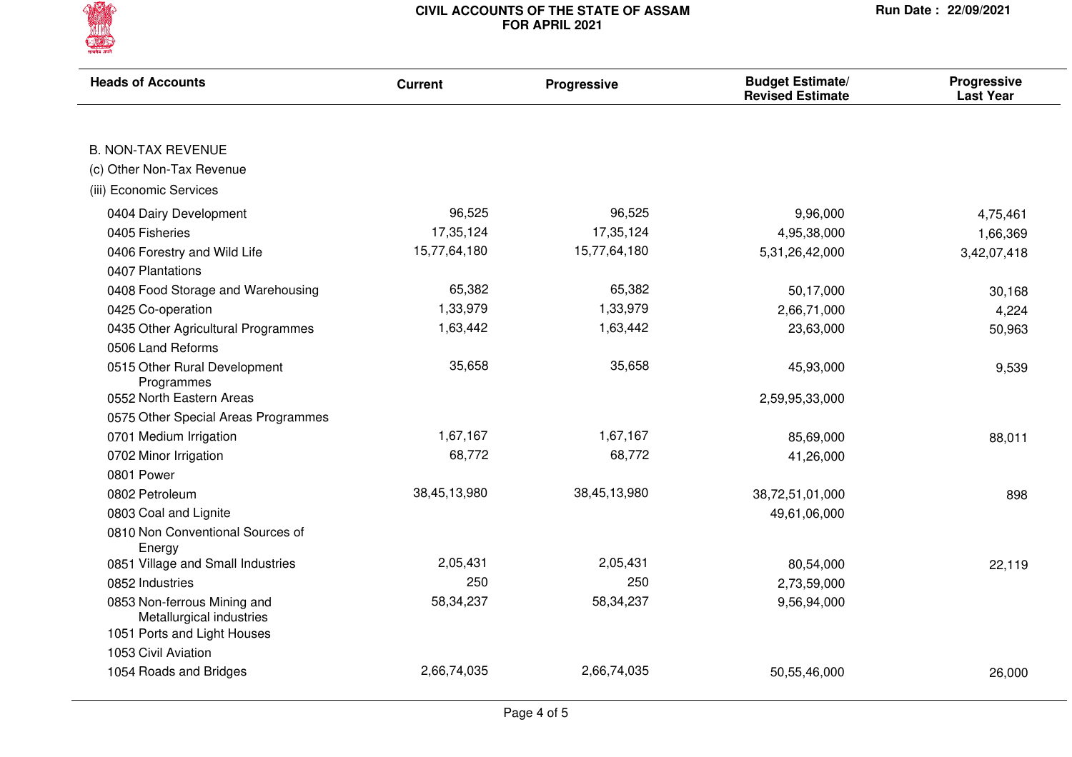# CIVIL ACCOUNTS OF THE STATE OF ASSAM
## FOR APRIL 2021

Run Date : 22/09/2021

| Heads of Accounts | Current | Progressive | Budget Estimate/ Revised Estimate | Progressive Last Year |
|---|---|---|---|---|
| B. NON-TAX REVENUE | | | | |
| (c) Other Non-Tax Revenue | | | | |
| (iii) Economic Services | | | | |
| 0404 Dairy Development | 96,525 | 96,525 | 9,96,000 | 4,75,461 |
| 0405 Fisheries | 17,35,124 | 17,35,124 | 4,95,38,000 | 1,66,369 |
| 0406 Forestry and Wild Life | 15,77,64,180 | 15,77,64,180 | 5,31,26,42,000 | 3,42,07,418 |
| 0407 Plantations | | | | |
| 0408 Food Storage and Warehousing | 65,382 | 65,382 | 50,17,000 | 30,168 |
| 0425 Co-operation | 1,33,979 | 1,33,979 | 2,66,71,000 | 4,224 |
| 0435 Other Agricultural Programmes | 1,63,442 | 1,63,442 | 23,63,000 | 50,963 |
| 0506 Land Reforms | | | | |
| 0515 Other Rural Development Programmes | 35,658 | 35,658 | 45,93,000 | 9,539 |
| 0552 North Eastern Areas | | | 2,59,95,33,000 | |
| 0575 Other Special Areas Programmes | | | | |
| 0701 Medium Irrigation | 1,67,167 | 1,67,167 | 85,69,000 | 88,011 |
| 0702 Minor Irrigation | 68,772 | 68,772 | 41,26,000 | |
| 0801 Power | | | | |
| 0802 Petroleum | 38,45,13,980 | 38,45,13,980 | 38,72,51,01,000 | 898 |
| 0803 Coal and Lignite | | | 49,61,06,000 | |
| 0810 Non Conventional Sources of Energy | | | | |
| 0851 Village and Small Industries | 2,05,431 | 2,05,431 | 80,54,000 | 22,119 |
| 0852 Industries | 250 | 250 | 2,73,59,000 | |
| 0853 Non-ferrous Mining and Metallurgical industries | 58,34,237 | 58,34,237 | 9,56,94,000 | |
| 1051 Ports and Light Houses | | | | |
| 1053 Civil Aviation | | | | |
| 1054 Roads and Bridges | 2,66,74,035 | 2,66,74,035 | 50,55,46,000 | 26,000 |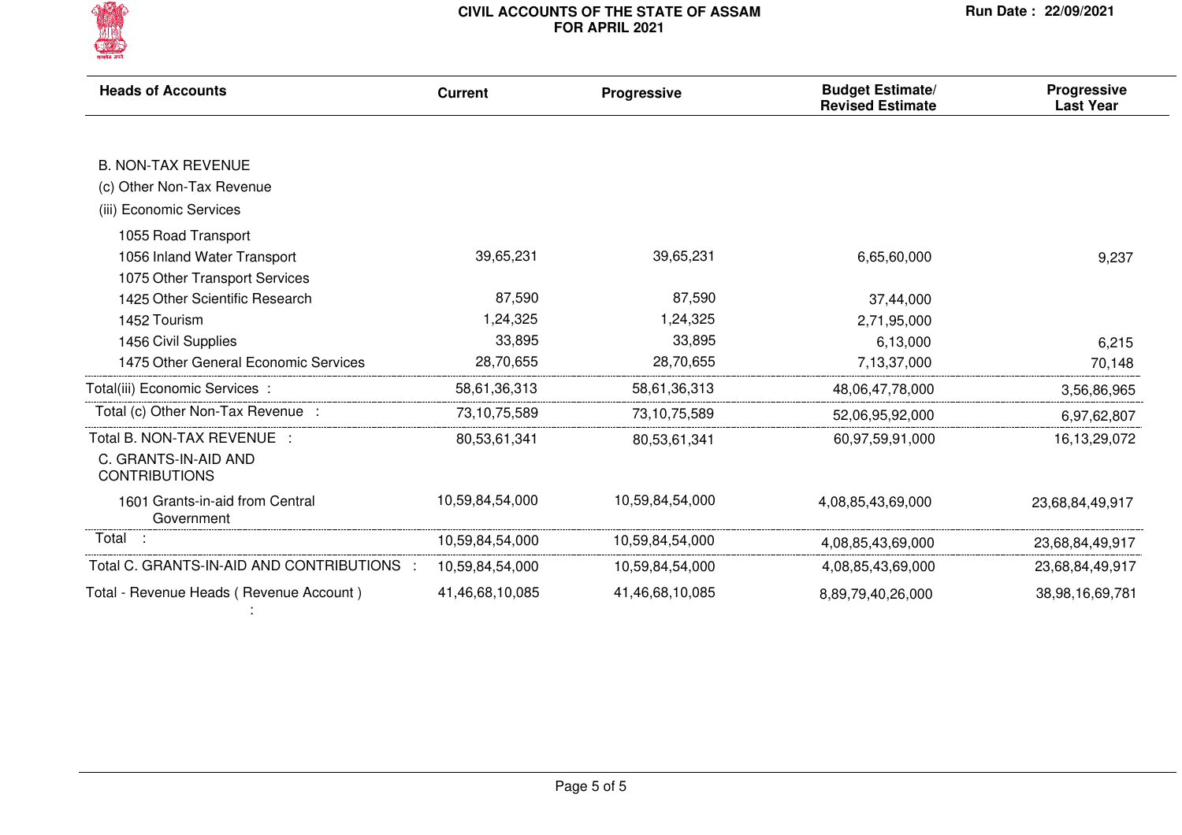| Heads of Accounts | Current | Progressive | Budget Estimate/ Revised Estimate | Progressive Last Year |
|---|---|---|---|---|
| B. NON-TAX REVENUE | | | | |
| (c) Other Non-Tax Revenue | | | | |
| (iii) Economic Services | | | | |
| 1055 Road Transport | | | | |
| 1056 Inland Water Transport | 39,65,231 | 39,65,231 | 6,65,60,000 | 9,237 |
| 1075 Other Transport Services | | | | |
| 1425 Other Scientific Research | 87,590 | 87,590 | 37,44,000 | |
| 1452 Tourism | 1,24,325 | 1,24,325 | 2,71,95,000 | |
| 1456 Civil Supplies | 33,895 | 33,895 | 6,13,000 | 6,215 |
| 1475 Other General Economic Services | 28,70,655 | 28,70,655 | 7,13,37,000 | 70,148 |
| Total(iii) Economic Services : | 58,61,36,313 | 58,61,36,313 | 48,06,47,78,000 | 3,56,86,965 |
| Total (c) Other Non-Tax Revenue : | 73,10,75,589 | 73,10,75,589 | 52,06,95,92,000 | 6,97,62,807 |
| Total B. NON-TAX REVENUE : | 80,53,61,341 | 80,53,61,341 | 60,97,59,91,000 | 16,13,29,072 |
| C. GRANTS-IN-AID AND CONTRIBUTIONS | | | | |
| 1601 Grants-in-aid from Central Government | 10,59,84,54,000 | 10,59,84,54,000 | 4,08,85,43,69,000 | 23,68,84,49,917 |
| Total : | 10,59,84,54,000 | 10,59,84,54,000 | 4,08,85,43,69,000 | 23,68,84,49,917 |
| Total C. GRANTS-IN-AID AND CONTRIBUTIONS : | 10,59,84,54,000 | 10,59,84,54,000 | 4,08,85,43,69,000 | 23,68,84,49,917 |
| Total - Revenue Heads ( Revenue Account ) : | 41,46,68,10,085 | 41,46,68,10,085 | 8,89,79,40,26,000 | 38,98,16,69,781 |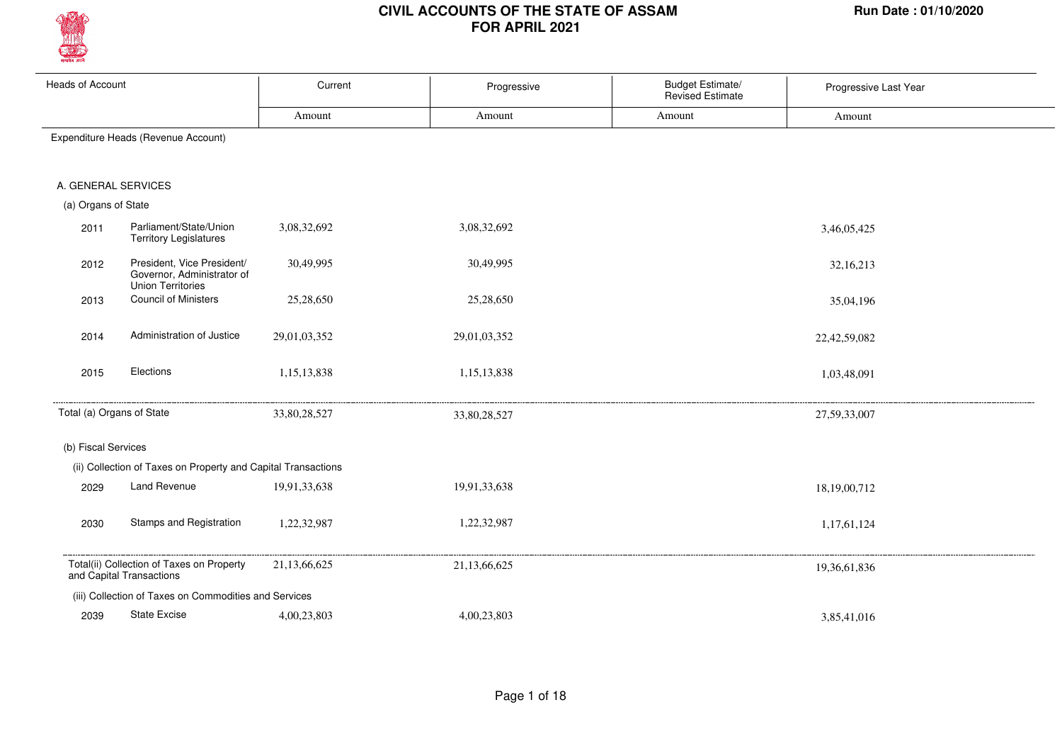# CIVIL ACCOUNTS OF THE STATE OF ASSAM
## FOR APRIL 2021

Run Date : 01/10/2020

| Heads of Account | | Current | Progressive | Budget Estimate/ Revised Estimate | Progressive Last Year |
|---|---|---|---|---|---|
| | | Amount | Amount | Amount | Amount |
| Expenditure Heads (Revenue Account) | | | | | |
| A. GENERAL SERVICES | | | | | |
| (a) Organs of State | | | | | |
| 2011 | Parliament/State/Union Territory Legislatures | 3,08,32,692 | 3,08,32,692 | | 3,46,05,425 |
| 2012 | President, Vice President/ Governor, Administrator of Union Territories | 30,49,995 | 30,49,995 | | 32,16,213 |
| 2013 | Council of Ministers | 25,28,650 | 25,28,650 | | 35,04,196 |
| 2014 | Administration of Justice | 29,01,03,352 | 29,01,03,352 | | 22,42,59,082 |
| 2015 | Elections | 1,15,13,838 | 1,15,13,838 | | 1,03,48,091 |
| Total (a) Organs of State | | 33,80,28,527 | 33,80,28,527 | | 27,59,33,007 |
| (b) Fiscal Services | | | | | |
| (ii) Collection of Taxes on Property and Capital Transactions | | | | | |
| 2029 | Land Revenue | 19,91,33,638 | 19,91,33,638 | | 18,19,00,712 |
| 2030 | Stamps and Registration | 1,22,32,987 | 1,22,32,987 | | 1,17,61,124 |
| Total(ii) Collection of Taxes on Property and Capital Transactions | | 21,13,66,625 | 21,13,66,625 | | 19,36,61,836 |
| (iii) Collection of Taxes on Commodities and Services | | | | | |
| 2039 | State Excise | 4,00,23,803 | 4,00,23,803 | | 3,85,41,016 |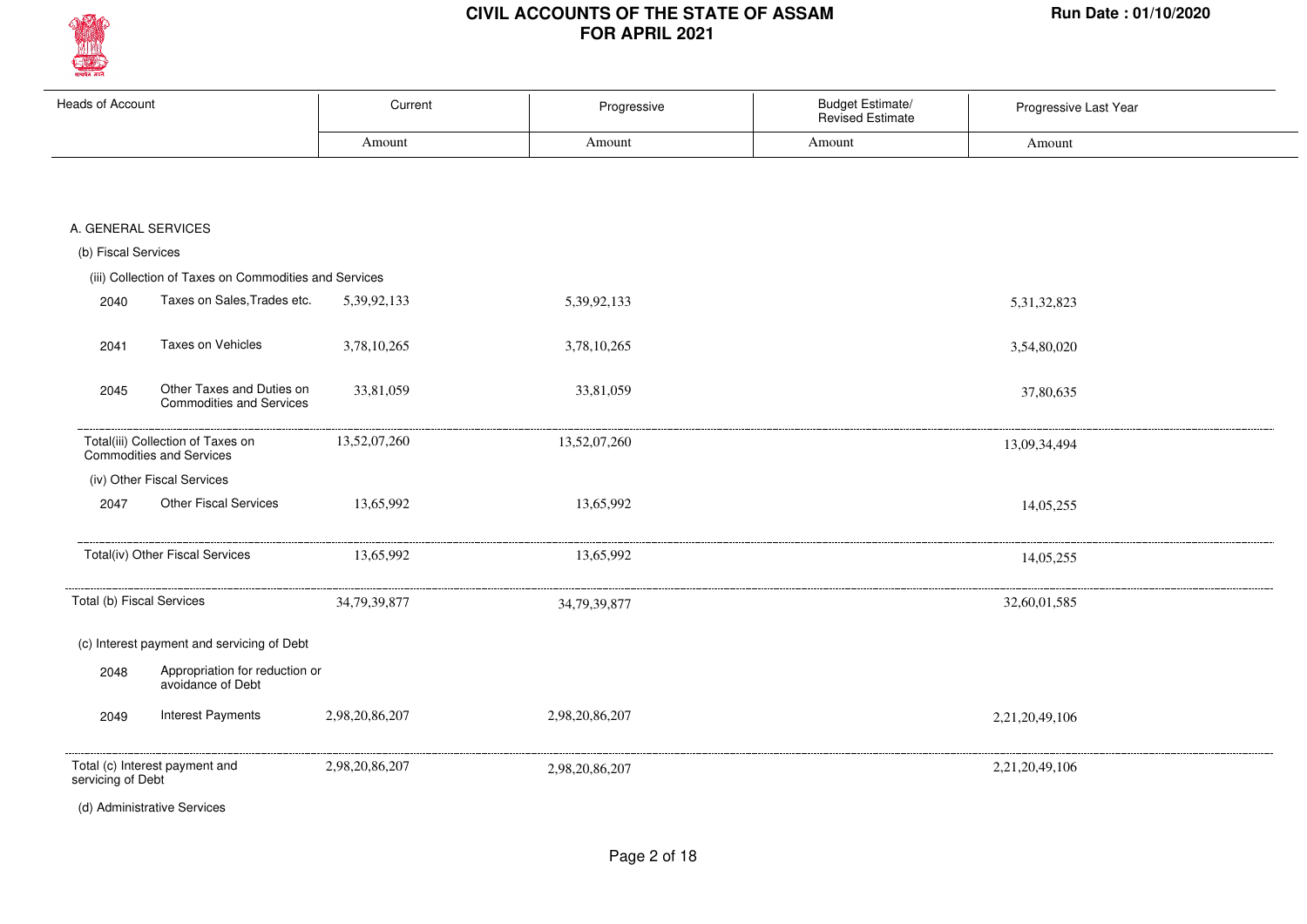# CIVIL ACCOUNTS OF THE STATE OF ASSAM
## FOR APRIL 2021

Run Date : 01/10/2020

| Heads of Account | | Current | Progressive | Budget Estimate/ Revised Estimate | Progressive Last Year |
|---|---|---|---|---|---|
| | | Amount | Amount | Amount | Amount |
| **A. GENERAL SERVICES** | | | | | |
| (b) Fiscal Services | | | | | |
| (iii) Collection of Taxes on Commodities and Services | | | | | |
| 2040 | Taxes on Sales,Trades etc. | 5,39,92,133 | 5,39,92,133 | | 5,31,32,823 |
| 2041 | Taxes on Vehicles | 3,78,10,265 | 3,78,10,265 | | 3,54,80,020 |
| 2045 | Other Taxes and Duties on Commodities and Services | 33,81,059 | 33,81,059 | | 37,80,635 |
| Total(iii) Collection of Taxes on Commodities and Services | | 13,52,07,260 | 13,52,07,260 | | 13,09,34,494 |
| (iv) Other Fiscal Services | | | | | |
| 2047 | Other Fiscal Services | 13,65,992 | 13,65,992 | | 14,05,255 |
| Total(iv) Other Fiscal Services | | 13,65,992 | 13,65,992 | | 14,05,255 |
| Total (b) Fiscal Services | | 34,79,39,877 | 34,79,39,877 | | 32,60,01,585 |
| (c) Interest payment and servicing of Debt | | | | | |
| 2048 | Appropriation for reduction or avoidance of Debt | | | | |
| 2049 | Interest Payments | 2,98,20,86,207 | 2,98,20,86,207 | | 2,21,20,49,106 |
| Total (c) Interest payment and servicing of Debt | | 2,98,20,86,207 | 2,98,20,86,207 | | 2,21,20,49,106 |
| (d) Administrative Services | | | | | |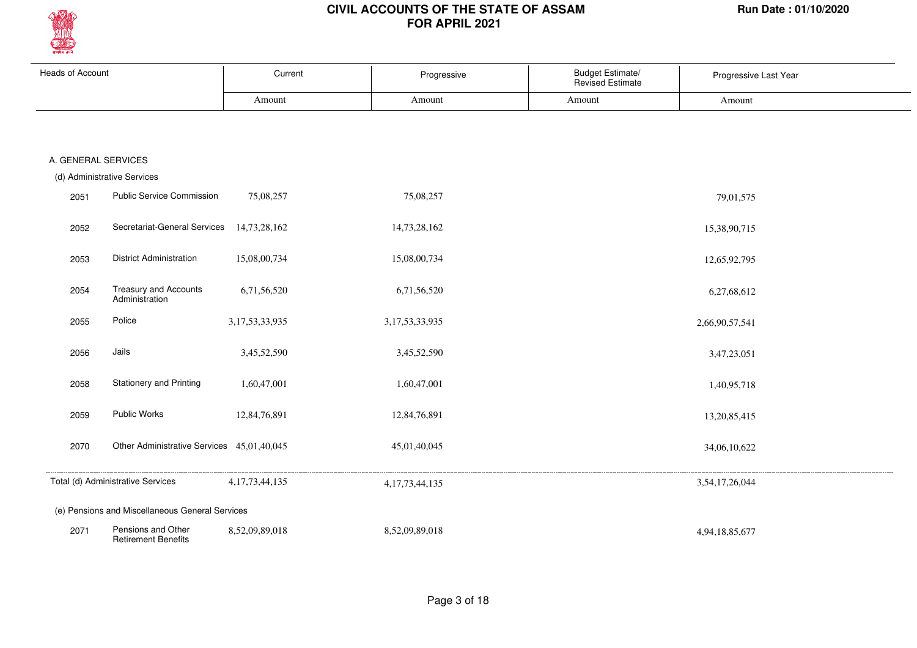# CIVIL ACCOUNTS OF THE STATE OF ASSAM
## FOR APRIL 2021

Run Date : 01/10/2020

| Heads of Account | | Current | Progressive | Budget Estimate/ Revised Estimate | Progressive Last Year |
|---|---|---|---|---|---|
| | | Amount | Amount | Amount | Amount |
| **A. GENERAL SERVICES** | | | | | |
| (d) Administrative Services | | | | | |
| 2051 | Public Service Commission | 75,08,257 | 75,08,257 | | 79,01,575 |
| 2052 | Secretariat-General Services | 14,73,28,162 | 14,73,28,162 | | 15,38,90,715 |
| 2053 | District Administration | 15,08,00,734 | 15,08,00,734 | | 12,65,92,795 |
| 2054 | Treasury and Accounts Administration | 6,71,56,520 | 6,71,56,520 | | 6,27,68,612 |
| 2055 | Police | 3,17,53,33,935 | 3,17,53,33,935 | | 2,66,90,57,541 |
| 2056 | Jails | 3,45,52,590 | 3,45,52,590 | | 3,47,23,051 |
| 2058 | Stationery and Printing | 1,60,47,001 | 1,60,47,001 | | 1,40,95,718 |
| 2059 | Public Works | 12,84,76,891 | 12,84,76,891 | | 13,20,85,415 |
| 2070 | Other Administrative Services | 45,01,40,045 | 45,01,40,045 | | 34,06,10,622 |
| Total (d) Administrative Services | | 4,17,73,44,135 | 4,17,73,44,135 | | 3,54,17,26,044 |
| (e) Pensions and Miscellaneous General Services | | | | | |
| 2071 | Pensions and Other Retirement Benefits | 8,52,09,89,018 | 8,52,09,89,018 | | 4,94,18,85,677 |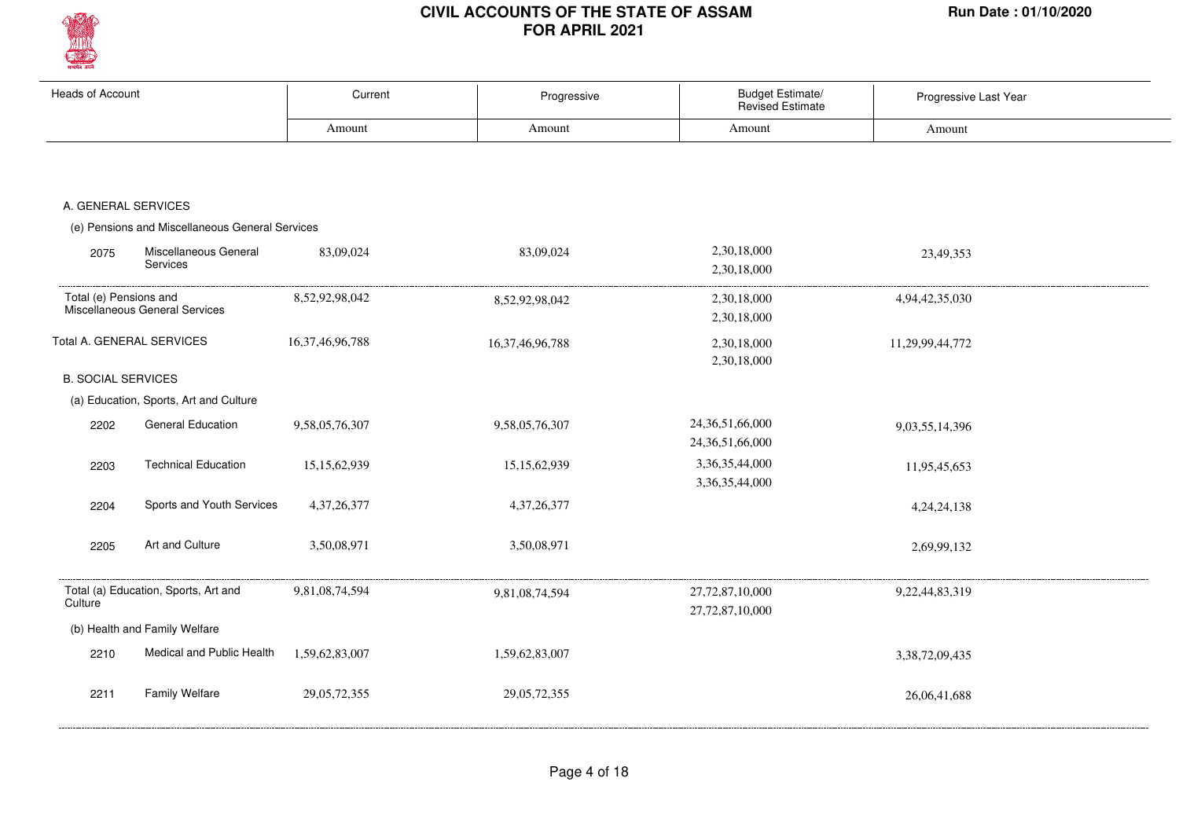# CIVIL ACCOUNTS OF THE STATE OF ASSAM
## FOR APRIL 2021

Run Date : 01/10/2020

| Heads of Account | | Current | Progressive | Budget Estimate/ Revised Estimate | Progressive Last Year |
|---|---|---|---|---|---|
| | | Amount | Amount | Amount | Amount |
| **A. GENERAL SERVICES** | | | | | |
| (e) Pensions and Miscellaneous General Services | | | | | |
| 2075 | Miscellaneous General Services | 83,09,024 | 83,09,024 | 2,30,18,000<br>2,30,18,000 | 23,49,353 |
| Total (e) Pensions and Miscellaneous General Services | | 8,52,92,98,042 | 8,52,92,98,042 | 2,30,18,000<br>2,30,18,000 | 4,94,42,35,030 |
| Total A. GENERAL SERVICES | | 16,37,46,96,788 | 16,37,46,96,788 | 2,30,18,000<br>2,30,18,000 | 11,29,99,44,772 |
| **B. SOCIAL SERVICES** | | | | | |
| (a) Education, Sports, Art and Culture | | | | | |
| 2202 | General Education | 9,58,05,76,307 | 9,58,05,76,307 | 24,36,51,66,000<br>24,36,51,66,000 | 9,03,55,14,396 |
| 2203 | Technical Education | 15,15,62,939 | 15,15,62,939 | 3,36,35,44,000<br>3,36,35,44,000 | 11,95,45,653 |
| 2204 | Sports and Youth Services | 4,37,26,377 | 4,37,26,377 | | 4,24,24,138 |
| 2205 | Art and Culture | 3,50,08,971 | 3,50,08,971 | | 2,69,99,132 |
| Total (a) Education, Sports, Art and Culture | | 9,81,08,74,594 | 9,81,08,74,594 | 27,72,87,10,000<br>27,72,87,10,000 | 9,22,44,83,319 |
| (b) Health and Family Welfare | | | | | |
| 2210 | Medical and Public Health | 1,59,62,83,007 | 1,59,62,83,007 | | 3,38,72,09,435 |
| 2211 | Family Welfare | 29,05,72,355 | 29,05,72,355 | | 26,06,41,688 |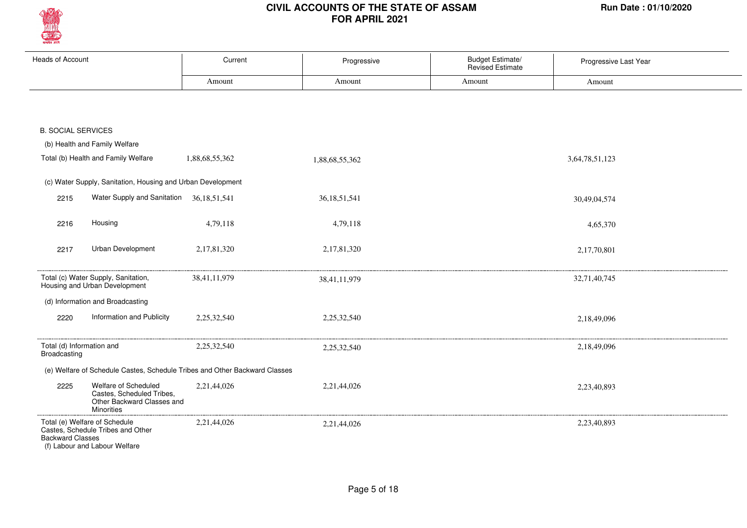# CIVIL ACCOUNTS OF THE STATE OF ASSAM
## FOR APRIL 2021

Run Date : 01/10/2020

| Heads of Account | | Current | Progressive | Budget Estimate/ Revised Estimate | Progressive Last Year |
|---|---|---|---|---|---|
| | | Amount | Amount | Amount | Amount |
| **B. SOCIAL SERVICES** | | | | | |
| (b) Health and Family Welfare | | | | | |
| Total (b) Health and Family Welfare | | 1,88,68,55,362 | 1,88,68,55,362 | | 3,64,78,51,123 |
| (c) Water Supply, Sanitation, Housing and Urban Development | | | | | |
| 2215 | Water Supply and Sanitation | 36,18,51,541 | 36,18,51,541 | | 30,49,04,574 |
| 2216 | Housing | 4,79,118 | 4,79,118 | | 4,65,370 |
| 2217 | Urban Development | 2,17,81,320 | 2,17,81,320 | | 2,17,70,801 |
| Total (c) Water Supply, Sanitation, Housing and Urban Development | | 38,41,11,979 | 38,41,11,979 | | 32,71,40,745 |
| (d) Information and Broadcasting | | | | | |
| 2220 | Information and Publicity | 2,25,32,540 | 2,25,32,540 | | 2,18,49,096 |
| Total (d) Information and Broadcasting | | 2,25,32,540 | 2,25,32,540 | | 2,18,49,096 |
| (e) Welfare of Schedule Castes, Schedule Tribes and Other Backward Classes | | | | | |
| 2225 | Welfare of Scheduled Castes, Scheduled Tribes, Other Backward Classes and Minorities | 2,21,44,026 | 2,21,44,026 | | 2,23,40,893 |
| Total (e) Welfare of Schedule Castes, Schedule Tribes and Other Backward Classes | | 2,21,44,026 | 2,21,44,026 | | 2,23,40,893 |
| (f) Labour and Labour Welfare | | | | | |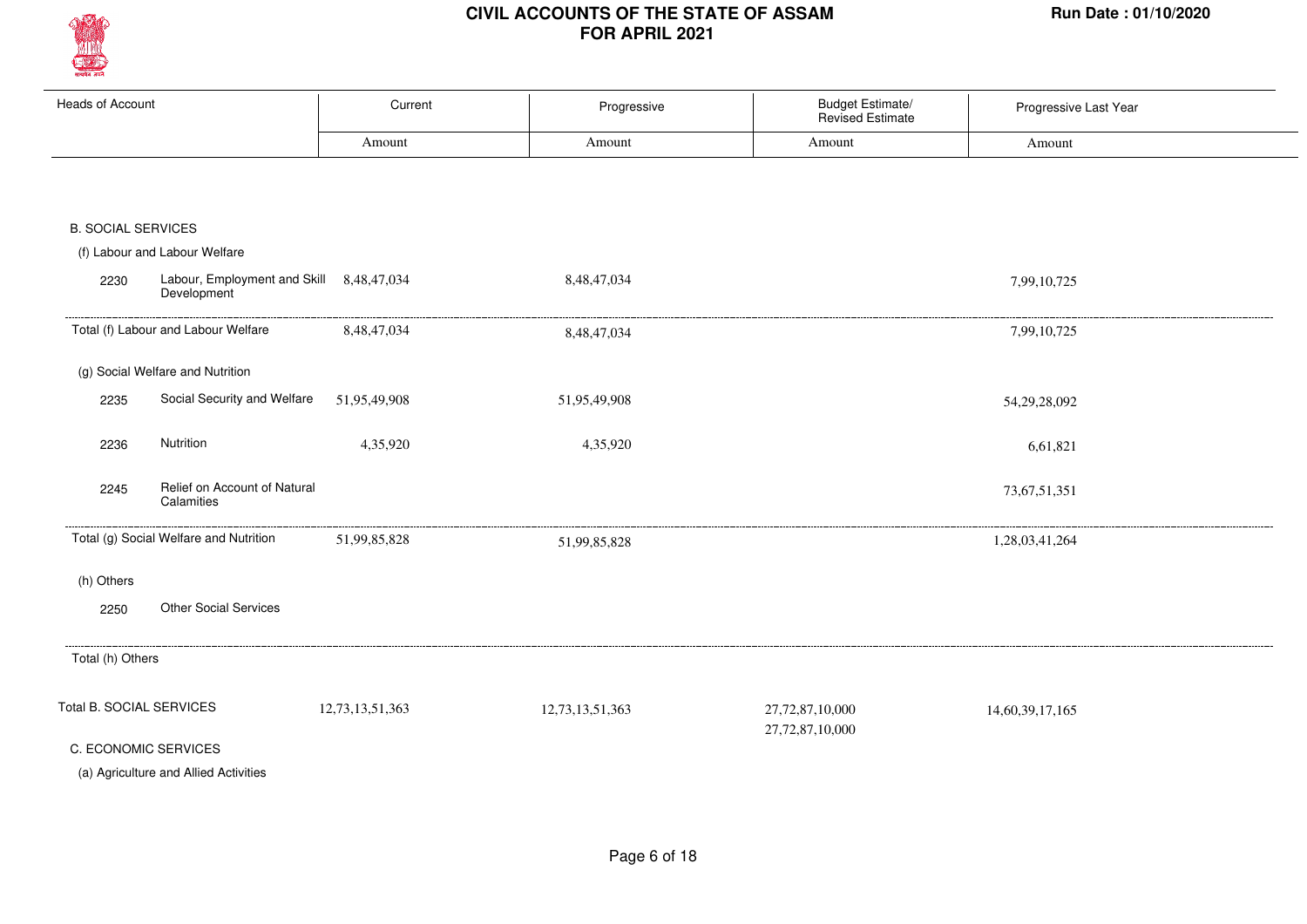# CIVIL ACCOUNTS OF THE STATE OF ASSAM
## FOR APRIL 2021

Run Date : 01/10/2020

| Heads of Account | | Current | Progressive | Budget Estimate/ Revised Estimate | Progressive Last Year |
|---|---|---|---|---|---|
| | | Amount | Amount | Amount | Amount |
| B. SOCIAL SERVICES | | | | | |
| (f) Labour and Labour Welfare | | | | | |
| 2230 | Labour, Employment and Skill Development | 8,48,47,034 | 8,48,47,034 | | 7,99,10,725 |
| Total (f) Labour and Labour Welfare | | 8,48,47,034 | 8,48,47,034 | | 7,99,10,725 |
| (g) Social Welfare and Nutrition | | | | | |
| 2235 | Social Security and Welfare | 51,95,49,908 | 51,95,49,908 | | 54,29,28,092 |
| 2236 | Nutrition | 4,35,920 | 4,35,920 | | 6,61,821 |
| 2245 | Relief on Account of Natural Calamities | | | | 73,67,51,351 |
| Total (g) Social Welfare and Nutrition | | 51,99,85,828 | 51,99,85,828 | | 1,28,03,41,264 |
| (h) Others | | | | | |
| 2250 | Other Social Services | | | | |
| Total (h) Others | | | | | |
| Total B. SOCIAL SERVICES | | 12,73,13,51,363 | 12,73,13,51,363 | 27,72,87,10,000<br>27,72,87,10,000 | 14,60,39,17,165 |
| C. ECONOMIC SERVICES | | | | | |
| (a) Agriculture and Allied Activities | | | | | |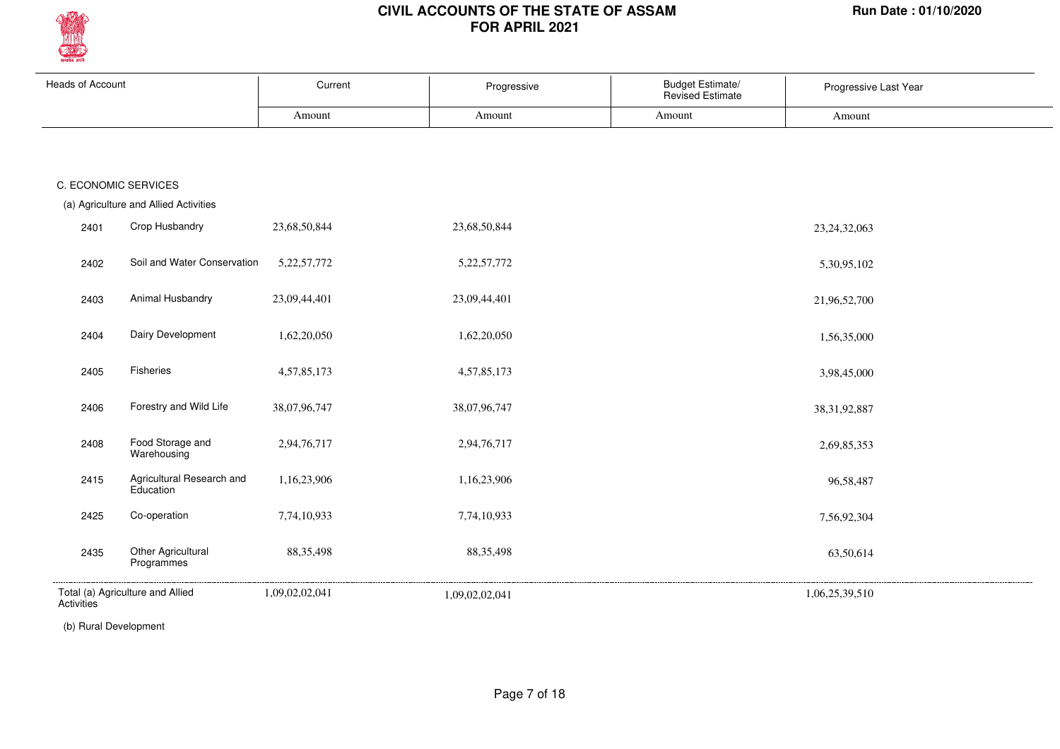# CIVIL ACCOUNTS OF THE STATE OF ASSAM FOR APRIL 2021

Run Date : 01/10/2020

| Heads of Account | | Current | Progressive | Budget Estimate/ Revised Estimate | Progressive Last Year |
|---|---|---|---|---|---|
| | | Amount | Amount | Amount | Amount |
| C. ECONOMIC SERVICES | | | | | |
| (a) Agriculture and Allied Activities | | | | | |
| 2401 | Crop Husbandry | 23,68,50,844 | 23,68,50,844 | | 23,24,32,063 |
| 2402 | Soil and Water Conservation | 5,22,57,772 | 5,22,57,772 | | 5,30,95,102 |
| 2403 | Animal Husbandry | 23,09,44,401 | 23,09,44,401 | | 21,96,52,700 |
| 2404 | Dairy Development | 1,62,20,050 | 1,62,20,050 | | 1,56,35,000 |
| 2405 | Fisheries | 4,57,85,173 | 4,57,85,173 | | 3,98,45,000 |
| 2406 | Forestry and Wild Life | 38,07,96,747 | 38,07,96,747 | | 38,31,92,887 |
| 2408 | Food Storage and Warehousing | 2,94,76,717 | 2,94,76,717 | | 2,69,85,353 |
| 2415 | Agricultural Research and Education | 1,16,23,906 | 1,16,23,906 | | 96,58,487 |
| 2425 | Co-operation | 7,74,10,933 | 7,74,10,933 | | 7,56,92,304 |
| 2435 | Other Agricultural Programmes | 88,35,498 | 88,35,498 | | 63,50,614 |
| Total (a) Agriculture and Allied Activities | | 1,09,02,02,041 | 1,09,02,02,041 | | 1,06,25,39,510 |

(b) Rural Development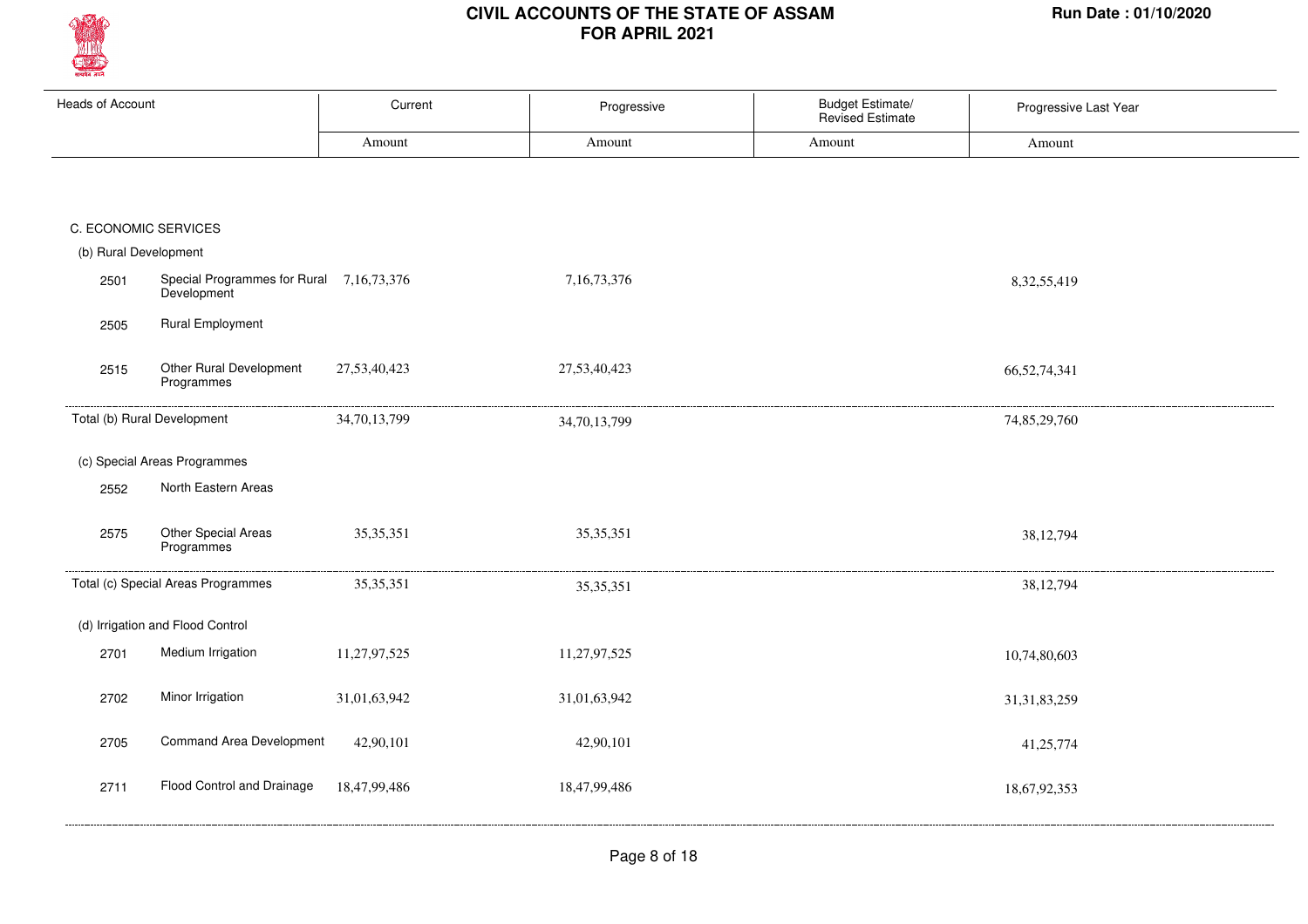# CIVIL ACCOUNTS OF THE STATE OF ASSAM
# FOR APRIL 2021

Run Date : 01/10/2020

| Heads of Account | | Current | Progressive | Budget Estimate/ Revised Estimate | Progressive Last Year |
|---|---|---|---|---|---|
| | | Amount | Amount | Amount | Amount |
| C. ECONOMIC SERVICES | | | | | |
| (b) Rural Development | | | | | |
| 2501 | Special Programmes for Rural Development | 7,16,73,376 | 7,16,73,376 | | 8,32,55,419 |
| 2505 | Rural Employment | | | | |
| 2515 | Other Rural Development Programmes | 27,53,40,423 | 27,53,40,423 | | 66,52,74,341 |
| Total (b) Rural Development | | 34,70,13,799 | 34,70,13,799 | | 74,85,29,760 |
| (c) Special Areas Programmes | | | | | |
| 2552 | North Eastern Areas | | | | |
| 2575 | Other Special Areas Programmes | 35,35,351 | 35,35,351 | | 38,12,794 |
| Total (c) Special Areas Programmes | | 35,35,351 | 35,35,351 | | 38,12,794 |
| (d) Irrigation and Flood Control | | | | | |
| 2701 | Medium Irrigation | 11,27,97,525 | 11,27,97,525 | | 10,74,80,603 |
| 2702 | Minor Irrigation | 31,01,63,942 | 31,01,63,942 | | 31,31,83,259 |
| 2705 | Command Area Development | 42,90,101 | 42,90,101 | | 41,25,774 |
| 2711 | Flood Control and Drainage | 18,47,99,486 | 18,47,99,486 | | 18,67,92,353 |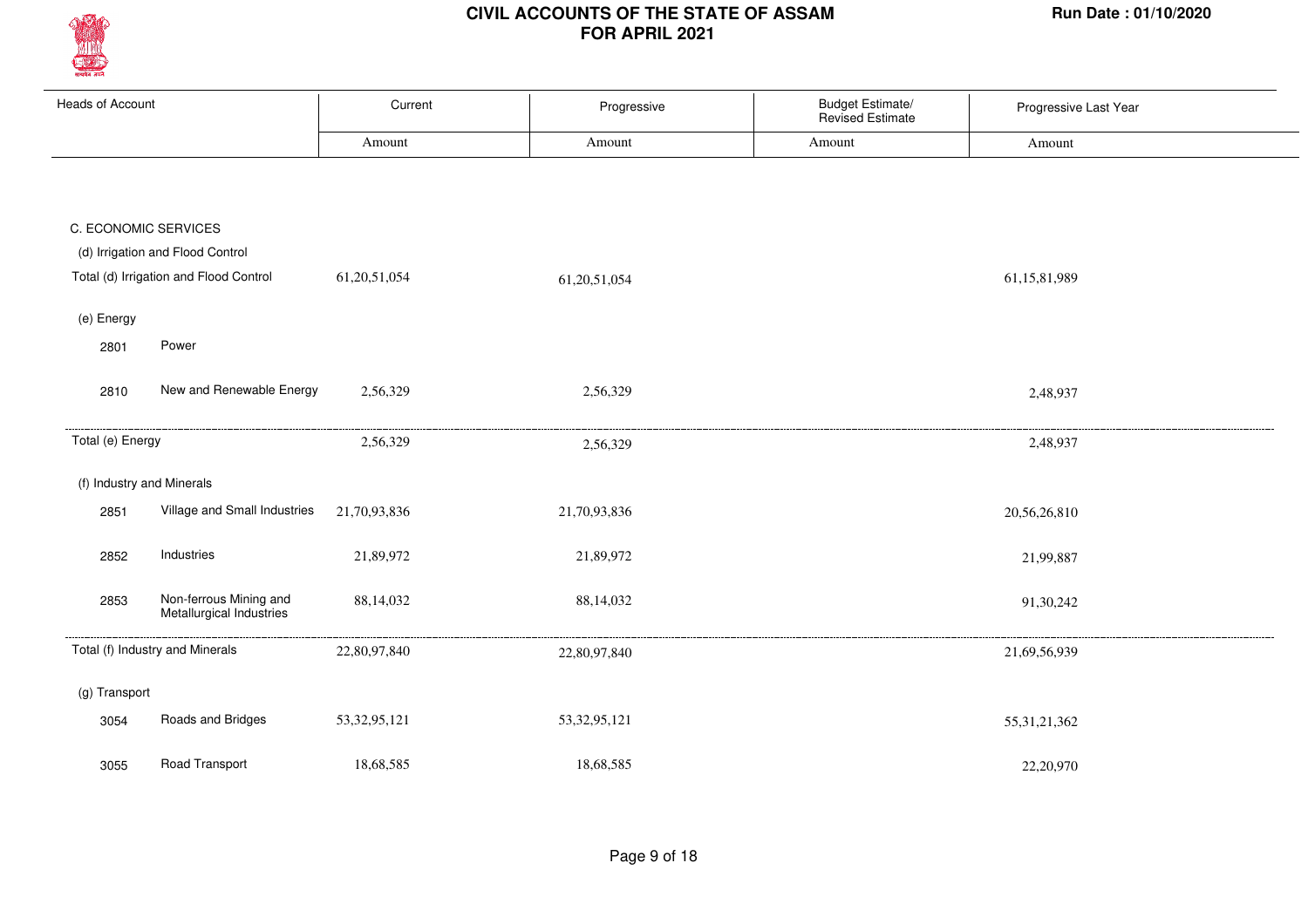# CIVIL ACCOUNTS OF THE STATE OF ASSAM FOR APRIL 2021

Run Date : 01/10/2020

| Heads of Account | | Current | Progressive | Budget Estimate/ Revised Estimate | Progressive Last Year |
|---|---|---|---|---|---|
| | | Amount | Amount | Amount | Amount |
| C. ECONOMIC SERVICES | | | | | |
| (d) Irrigation and Flood Control | | | | | |
| Total (d) Irrigation and Flood Control | | 61,20,51,054 | 61,20,51,054 | | 61,15,81,989 |
| (e) Energy | | | | | |
| 2801 | Power | | | | |
| 2810 | New and Renewable Energy | 2,56,329 | 2,56,329 | | 2,48,937 |
| Total (e) Energy | | 2,56,329 | 2,56,329 | | 2,48,937 |
| (f) Industry and Minerals | | | | | |
| 2851 | Village and Small Industries | 21,70,93,836 | 21,70,93,836 | | 20,56,26,810 |
| 2852 | Industries | 21,89,972 | 21,89,972 | | 21,99,887 |
| 2853 | Non-ferrous Mining and Metallurgical Industries | 88,14,032 | 88,14,032 | | 91,30,242 |
| Total (f) Industry and Minerals | | 22,80,97,840 | 22,80,97,840 | | 21,69,56,939 |
| (g) Transport | | | | | |
| 3054 | Roads and Bridges | 53,32,95,121 | 53,32,95,121 | | 55,31,21,362 |
| 3055 | Road Transport | 18,68,585 | 18,68,585 | | 22,20,970 |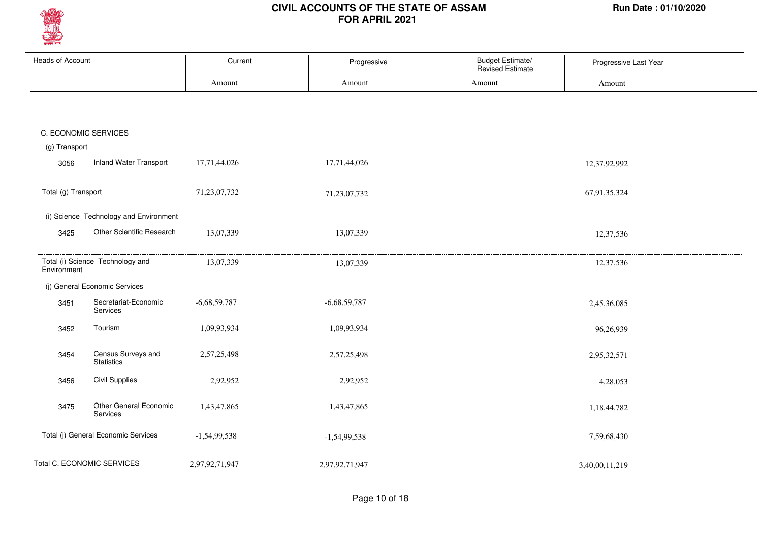# CIVIL ACCOUNTS OF THE STATE OF ASSAM
## FOR APRIL 2021

Run Date : 01/10/2020

| Heads of Account | | Current | Progressive | Budget Estimate/ Revised Estimate | Progressive Last Year |
|---|---|---|---|---|---|
| | | Amount | Amount | Amount | Amount |
| **C. ECONOMIC SERVICES** | | | | | |
| (g) Transport | | | | | |
| 3056 | Inland Water Transport | 17,71,44,026 | 17,71,44,026 | | 12,37,92,992 |
| Total (g) Transport | | 71,23,07,732 | 71,23,07,732 | | 67,91,35,324 |
| (i) Science Technology and Environment | | | | | |
| 3425 | Other Scientific Research | 13,07,339 | 13,07,339 | | 12,37,536 |
| Total (i) Science Technology and Environment | | 13,07,339 | 13,07,339 | | 12,37,536 |
| (j) General Economic Services | | | | | |
| 3451 | Secretariat-Economic Services | -6,68,59,787 | -6,68,59,787 | | 2,45,36,085 |
| 3452 | Tourism | 1,09,93,934 | 1,09,93,934 | | 96,26,939 |
| 3454 | Census Surveys and Statistics | 2,57,25,498 | 2,57,25,498 | | 2,95,32,571 |
| 3456 | Civil Supplies | 2,92,952 | 2,92,952 | | 4,28,053 |
| 3475 | Other General Economic Services | 1,43,47,865 | 1,43,47,865 | | 1,18,44,782 |
| Total (j) General Economic Services | | -1,54,99,538 | -1,54,99,538 | | 7,59,68,430 |
| Total C. ECONOMIC SERVICES | | 2,97,92,71,947 | 2,97,92,71,947 | | 3,40,00,11,219 |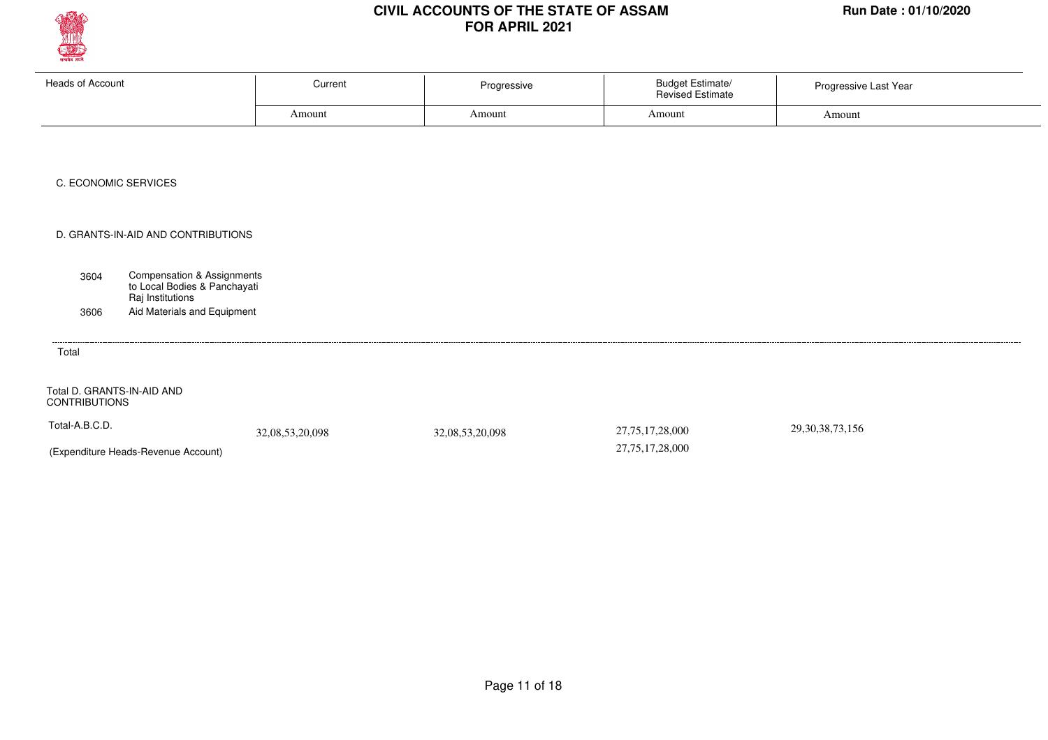# CIVIL ACCOUNTS OF THE STATE OF ASSAM
## FOR APRIL 2021

Run Date : 01/10/2020

| Heads of Account | Current | Progressive | Budget Estimate/ Revised Estimate | Progressive Last Year |
|---|---|---|---|---|
| | Amount | Amount | Amount | Amount |
| C. ECONOMIC SERVICES | | | | |
| D. GRANTS-IN-AID AND CONTRIBUTIONS | | | | |
| 3604 Compensation & Assignments to Local Bodies & Panchayati Raj Institutions | | | | |
| 3606 Aid Materials and Equipment | | | | |
| Total | | | | |
| Total D. GRANTS-IN-AID AND CONTRIBUTIONS | | | | |
| Total-A.B.C.D. | 32,08,53,20,098 | 32,08,53,20,098 | 27,75,17,28,000 | 29,30,38,73,156 |
| (Expenditure Heads-Revenue Account) | | | 27,75,17,28,000 | |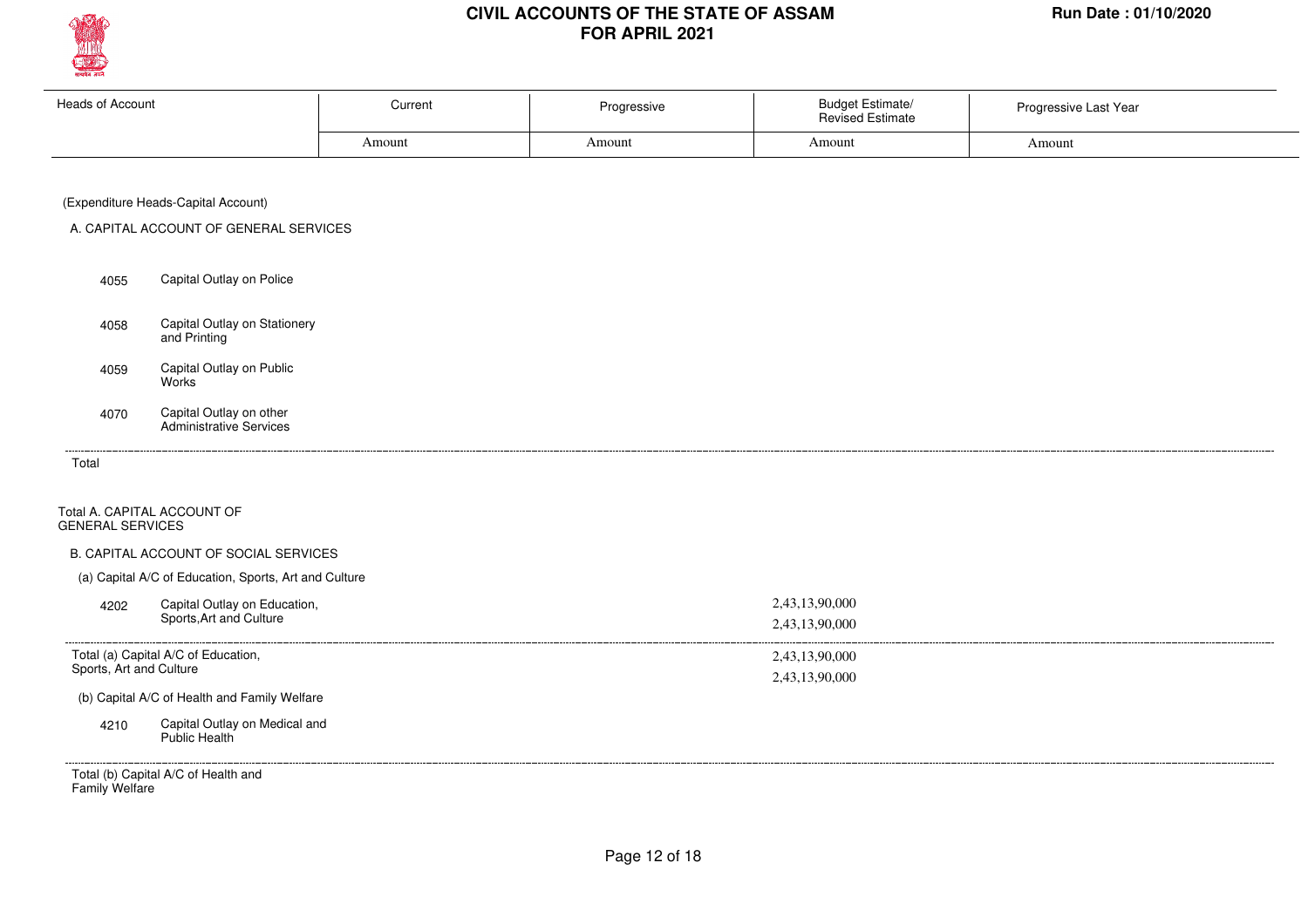# CIVIL ACCOUNTS OF THE STATE OF ASSAM
## FOR APRIL 2021

Run Date : 01/10/2020

| Heads of Account | | Current | Progressive | Budget Estimate/ Revised Estimate | Progressive Last Year |
|---|---|---|---|---|---|
| | | Amount | Amount | Amount | Amount |
| (Expenditure Heads-Capital Account) | | | | | |
| A. CAPITAL ACCOUNT OF GENERAL SERVICES | | | | | |
| 4055 | Capital Outlay on Police | | | | |
| 4058 | Capital Outlay on Stationery and Printing | | | | |
| 4059 | Capital Outlay on Public Works | | | | |
| 4070 | Capital Outlay on other Administrative Services | | | | |
| Total | | | | | |
| Total A. CAPITAL ACCOUNT OF GENERAL SERVICES | | | | | |
| B. CAPITAL ACCOUNT OF SOCIAL SERVICES | | | | | |
| (a) Capital A/C of Education, Sports, Art and Culture | | | | | |
| 4202 | Capital Outlay on Education, Sports,Art and Culture | | | 2,43,13,90,000<br>2,43,13,90,000 | |
| Total (a) Capital A/C of Education, Sports, Art and Culture | | | | 2,43,13,90,000<br>2,43,13,90,000 | |
| (b) Capital A/C of Health and Family Welfare | | | | | |
| 4210 | Capital Outlay on Medical and Public Health | | | | |
| Total (b) Capital A/C of Health and Family Welfare | | | | | |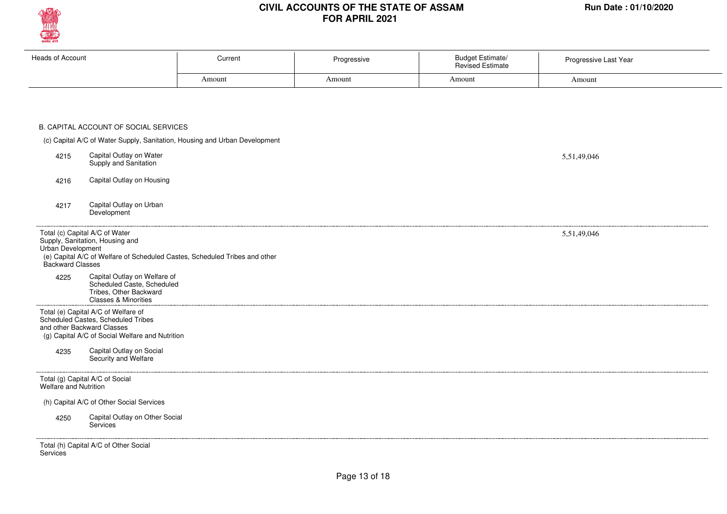# CIVIL ACCOUNTS OF THE STATE OF ASSAM FOR APRIL 2021

Run Date : 01/10/2020

| Heads of Account | | Current | Progressive | Budget Estimate/ Revised Estimate | Progressive Last Year |
|---|---|---|---|---|---|
| | | Amount | Amount | Amount | Amount |
| **B. CAPITAL ACCOUNT OF SOCIAL SERVICES** | | | | | |
| (c) Capital A/C of Water Supply, Sanitation, Housing and Urban Development | | | | | |
| 4215 | Capital Outlay on Water Supply and Sanitation | | | | 5,51,49,046 |
| 4216 | Capital Outlay on Housing | | | | |
| 4217 | Capital Outlay on Urban Development | | | | |
| Total (c) Capital A/C of Water Supply, Sanitation, Housing and Urban Development | | | | | 5,51,49,046 |
| (e) Capital A/C of Welfare of Scheduled Castes, Scheduled Tribes and other Backward Classes | | | | | |
| 4225 | Capital Outlay on Welfare of Scheduled Caste, Scheduled Tribes, Other Backward Classes & Minorities | | | | |
| Total (e) Capital A/C of Welfare of Scheduled Castes, Scheduled Tribes and other Backward Classes | | | | | |
| (g) Capital A/C of Social Welfare and Nutrition | | | | | |
| 4235 | Capital Outlay on Social Security and Welfare | | | | |
| Total (g) Capital A/C of Social Welfare and Nutrition | | | | | |
| (h) Capital A/C of Other Social Services | | | | | |
| 4250 | Capital Outlay on Other Social Services | | | | |
| Total (h) Capital A/C of Other Social Services | | | | | |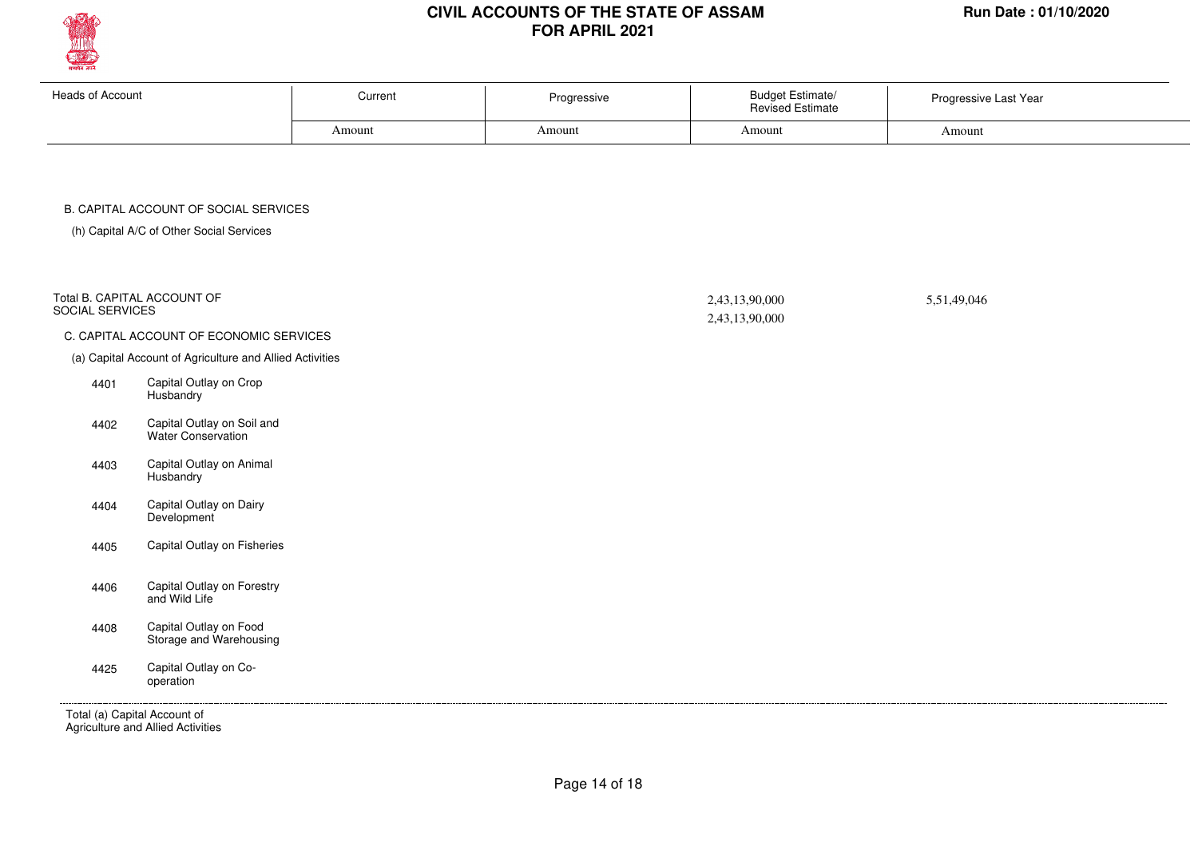# CIVIL ACCOUNTS OF THE STATE OF ASSAM
## FOR APRIL 2021

Run Date : 01/10/2020

| Heads of Account | | Current | Progressive | Budget Estimate/ Revised Estimate | Progressive Last Year |
|---|---|---|---|---|---|
| | | Amount | Amount | Amount | Amount |
| **B. CAPITAL ACCOUNT OF SOCIAL SERVICES** | | | | | |
| (h) Capital A/C of Other Social Services | | | | | |
| **Total B. CAPITAL ACCOUNT OF SOCIAL SERVICES** | | | | 2,43,13,90,000<br>2,43,13,90,000 | 5,51,49,046 |
| **C. CAPITAL ACCOUNT OF ECONOMIC SERVICES** | | | | | |
| (a) Capital Account of Agriculture and Allied Activities | | | | | |
| 4401 | Capital Outlay on Crop Husbandry | | | | |
| 4402 | Capital Outlay on Soil and Water Conservation | | | | |
| 4403 | Capital Outlay on Animal Husbandry | | | | |
| 4404 | Capital Outlay on Dairy Development | | | | |
| 4405 | Capital Outlay on Fisheries | | | | |
| 4406 | Capital Outlay on Forestry and Wild Life | | | | |
| 4408 | Capital Outlay on Food Storage and Warehousing | | | | |
| 4425 | Capital Outlay on Co-operation | | | | |
| **Total (a) Capital Account of Agriculture and Allied Activities** | | | | | |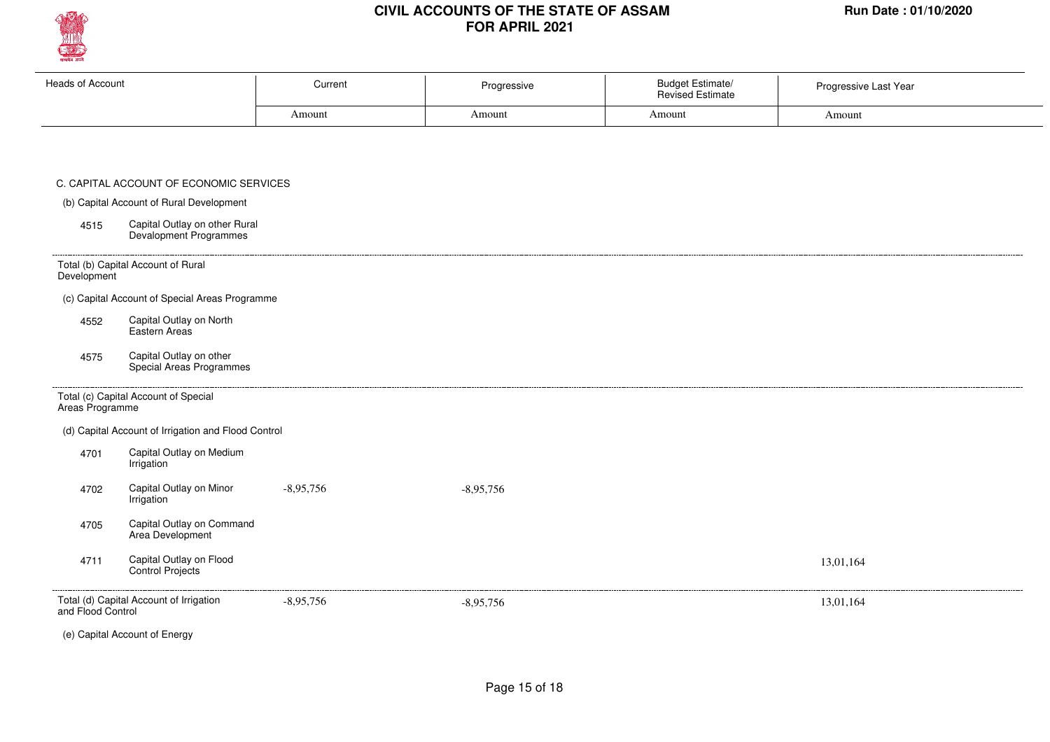# CIVIL ACCOUNTS OF THE STATE OF ASSAM
# FOR APRIL 2021

Run Date : 01/10/2020

| Heads of Account | | Current | Progressive | Budget Estimate/ Revised Estimate | Progressive Last Year |
|---|---|---|---|---|---|
| | | Amount | Amount | Amount | Amount |
| **C. CAPITAL ACCOUNT OF ECONOMIC SERVICES** | | | | | |
| (b) Capital Account of Rural Development | | | | | |
| 4515 | Capital Outlay on other Rural Devalopment Programmes | | | | |
| Total (b) Capital Account of Rural Development | | | | | |
| (c) Capital Account of Special Areas Programme | | | | | |
| 4552 | Capital Outlay on North Eastern Areas | | | | |
| 4575 | Capital Outlay on other Special Areas Programmes | | | | |
| Total (c) Capital Account of Special Areas Programme | | | | | |
| (d) Capital Account of Irrigation and Flood Control | | | | | |
| 4701 | Capital Outlay on Medium Irrigation | | | | |
| 4702 | Capital Outlay on Minor Irrigation | -8,95,756 | -8,95,756 | | |
| 4705 | Capital Outlay on Command Area Development | | | | |
| 4711 | Capital Outlay on Flood Control Projects | | | | 13,01,164 |
| Total (d) Capital Account of Irrigation and Flood Control | | -8,95,756 | -8,95,756 | | 13,01,164 |
| (e) Capital Account of Energy | | | | | |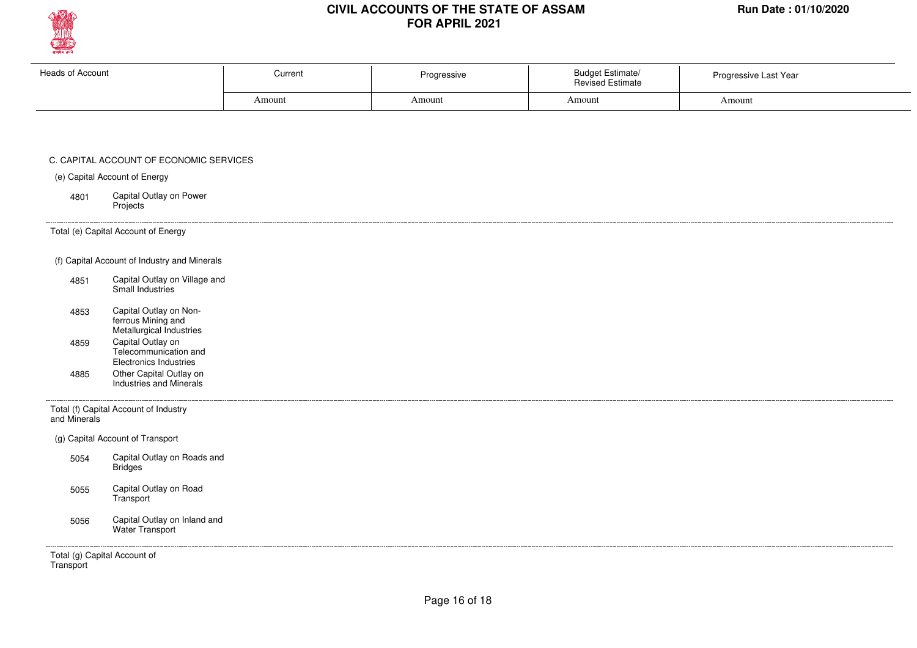# CIVIL ACCOUNTS OF THE STATE OF ASSAM
## FOR APRIL 2021

Run Date : 01/10/2020

| Heads of Account | Current | Progressive | Budget Estimate/ Revised Estimate | Progressive Last Year |
|---|---|---|---|---|
| | Amount | Amount | Amount | Amount |
| **C. CAPITAL ACCOUNT OF ECONOMIC SERVICES** | | | | |
| (e) Capital Account of Energy | | | | |
| 4801 Capital Outlay on Power Projects | | | | |
| Total (e) Capital Account of Energy | | | | |
| (f) Capital Account of Industry and Minerals | | | | |
| 4851 Capital Outlay on Village and Small Industries | | | | |
| 4853 Capital Outlay on Non-ferrous Mining and Metallurgical Industries | | | | |
| 4859 Capital Outlay on Telecommunication and Electronics Industries | | | | |
| 4885 Other Capital Outlay on Industries and Minerals | | | | |
| Total (f) Capital Account of Industry and Minerals | | | | |
| (g) Capital Account of Transport | | | | |
| 5054 Capital Outlay on Roads and Bridges | | | | |
| 5055 Capital Outlay on Road Transport | | | | |
| 5056 Capital Outlay on Inland and Water Transport | | | | |
| Total (g) Capital Account of Transport | | | | |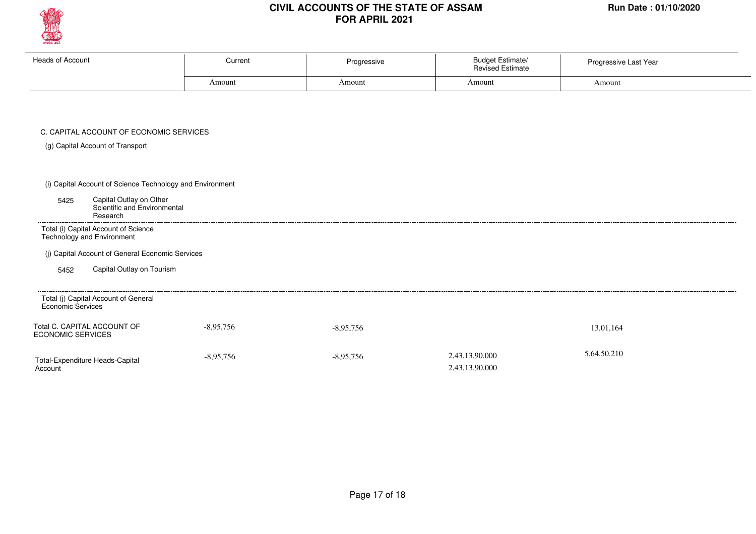# CIVIL ACCOUNTS OF THE STATE OF ASSAM FOR APRIL 2021

Run Date : 01/10/2020

| Heads of Account | Current | Progressive | Budget Estimate/ Revised Estimate | Progressive Last Year |
|---|---|---|---|---|
| | Amount | Amount | Amount | Amount |
| C. CAPITAL ACCOUNT OF ECONOMIC SERVICES | | | | |
| (g) Capital Account of Transport | | | | |
| (i) Capital Account of Science Technology and Environment | | | | |
| 5425 Capital Outlay on Other Scientific and Environmental Research | | | | |
| Total (i) Capital Account of Science Technology and Environment | | | | |
| (j) Capital Account of General Economic Services | | | | |
| 5452 Capital Outlay on Tourism | | | | |
| Total (j) Capital Account of General Economic Services | | | | |
| Total C. CAPITAL ACCOUNT OF ECONOMIC SERVICES | -8,95,756 | -8,95,756 | | 13,01,164 |
| Total-Expenditure Heads-Capital Account | -8,95,756 | -8,95,756 | 2,43,13,90,000<br>2,43,13,90,000 | 5,64,50,210 |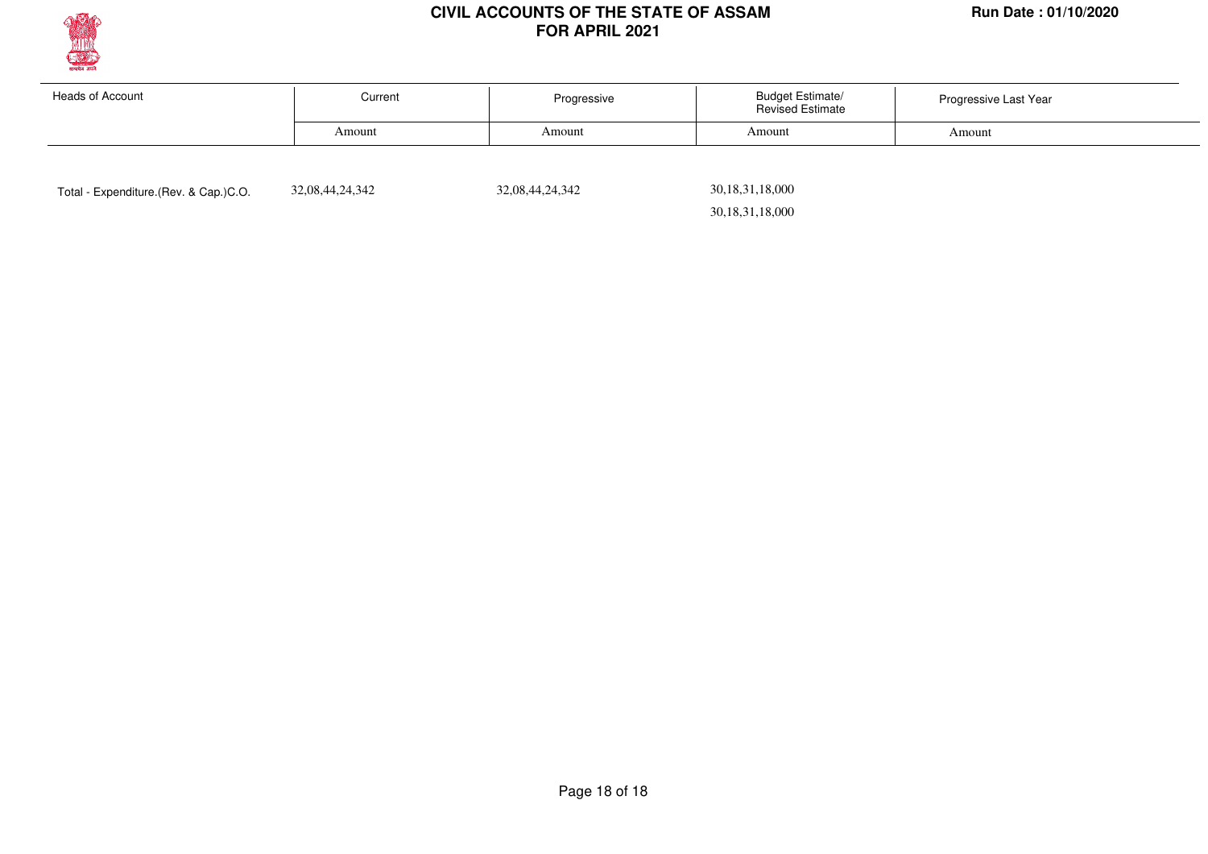# CIVIL ACCOUNTS OF THE STATE OF ASSAM
## FOR APRIL 2021

Run Date : 01/10/2020

| Heads of Account | Current | Progressive | Budget Estimate/ Revised Estimate | Progressive Last Year |
|---|---|---|---|---|
| | Amount | Amount | Amount | Amount |
| Total - Expenditure.(Rev. & Cap.)C.O. | 32,08,44,24,342 | 32,08,44,24,342 | 30,18,31,18,000 | |
| | | | 30,18,31,18,000 | |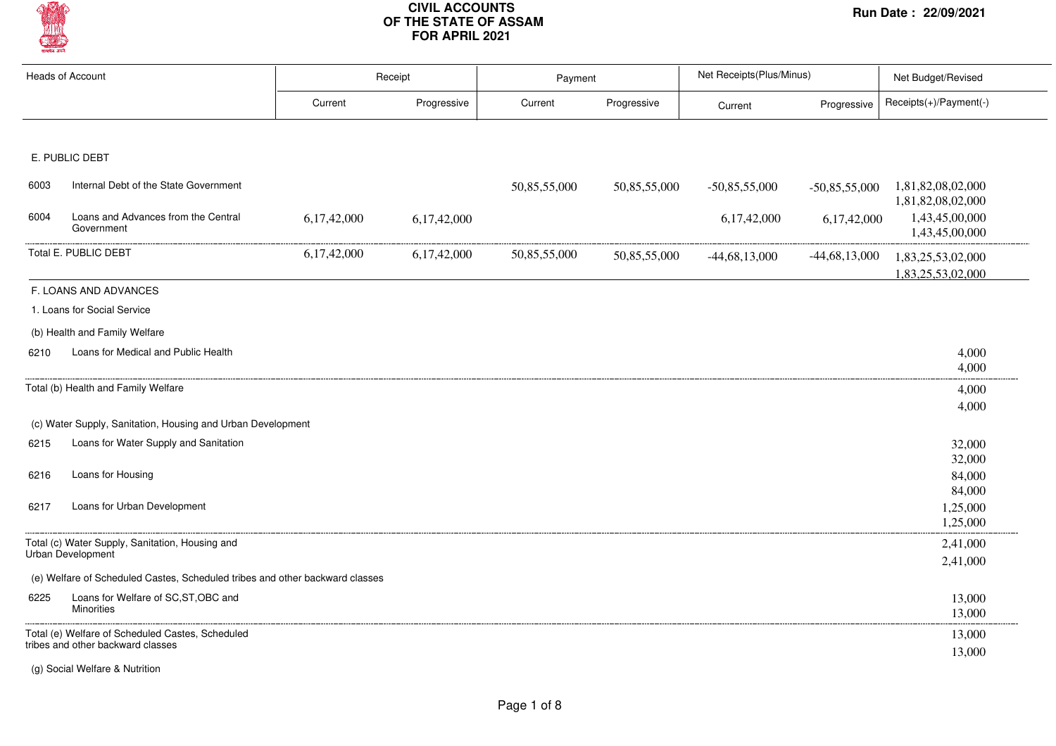# CIVIL ACCOUNTS OF THE STATE OF ASSAM FOR APRIL 2021

Run Date : 22/09/2021

| Heads of Account | | Receipt | | Payment | | Net Receipts(Plus/Minus) | | Net Budget/Revised |
|---|---|---|---|---|---|---|---|---|
| | | Current | Progressive | Current | Progressive | Current | Progressive | Receipts(+)/Payment(-) |
| **E. PUBLIC DEBT** | | | | | | | | |
| 6003 | Internal Debt of the State Government | | | 50,85,55,000 | 50,85,55,000 | -50,85,55,000 | -50,85,55,000 | 1,81,82,08,02,000<br>1,81,82,08,02,000 |
| 6004 | Loans and Advances from the Central Government | 6,17,42,000 | 6,17,42,000 | | | 6,17,42,000 | 6,17,42,000 | 1,43,45,00,000<br>1,43,45,00,000 |
| Total E. PUBLIC DEBT | | 6,17,42,000 | 6,17,42,000 | 50,85,55,000 | 50,85,55,000 | -44,68,13,000 | -44,68,13,000 | 1,83,25,53,02,000<br>1,83,25,53,02,000 |
| **F. LOANS AND ADVANCES** | | | | | | | | |
| 1. Loans for Social Service | | | | | | | | |
| (b) Health and Family Welfare | | | | | | | | |
| 6210 | Loans for Medical and Public Health | | | | | | | 4,000<br>4,000 |
| Total (b) Health and Family Welfare | | | | | | | | 4,000<br>4,000 |
| (c) Water Supply, Sanitation, Housing and Urban Development | | | | | | | | |
| 6215 | Loans for Water Supply and Sanitation | | | | | | | 32,000<br>32,000 |
| 6216 | Loans for Housing | | | | | | | 84,000<br>84,000 |
| 6217 | Loans for Urban Development | | | | | | | 1,25,000<br>1,25,000 |
| Total (c) Water Supply, Sanitation, Housing and Urban Development | | | | | | | | 2,41,000<br>2,41,000 |
| (e) Welfare of Scheduled Castes, Scheduled tribes and other backward classes | | | | | | | | |
| 6225 | Loans for Welfare of SC,ST,OBC and Minorities | | | | | | | 13,000<br>13,000 |
| Total (e) Welfare of Scheduled Castes, Scheduled tribes and other backward classes | | | | | | | | 13,000<br>13,000 |
| (g) Social Welfare & Nutrition | | | | | | | | |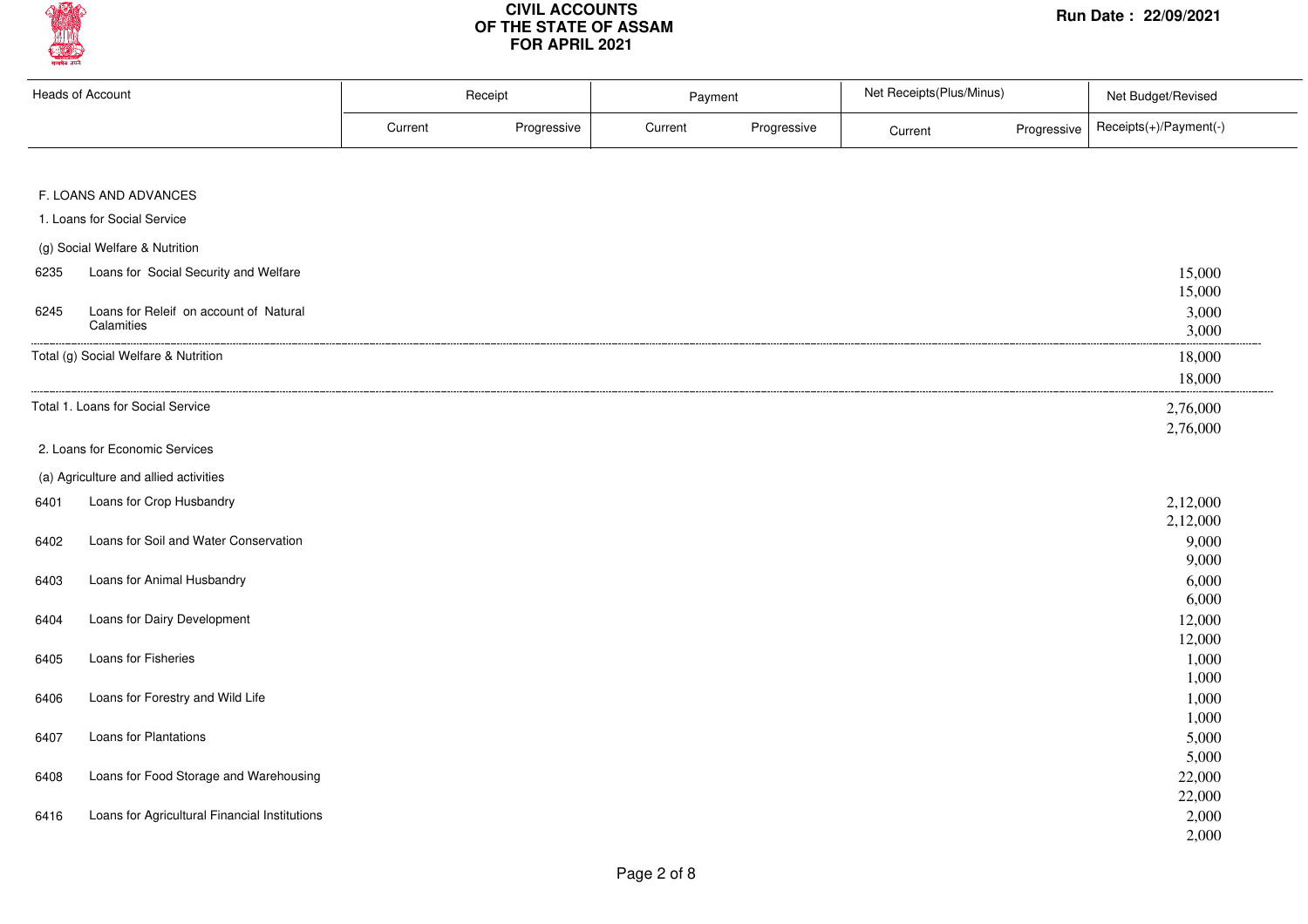# CIVIL ACCOUNTS OF THE STATE OF ASSAM FOR APRIL 2021

Run Date : 22/09/2021

| Heads of Account | Receipt | | Payment | | Net Receipts(Plus/Minus) | | Net Budget/Revised |
|---|---|---|---|---|---|---|---|
| | Current | Progressive | Current | Progressive | Current | Progressive | Receipts(+)/Payment(-) |
| **F. LOANS AND ADVANCES** | | | | | | | |
| 1. Loans for Social Service | | | | | | | |
| (g) Social Welfare & Nutrition | | | | | | | |
| 6235 Loans for Social Security and Welfare | | | | | | | 15,000 |
| | | | | | | | 15,000 |
| 6245 Loans for Releif on account of Natural Calamities | | | | | | | 3,000 |
| | | | | | | | 3,000 |
| Total (g) Social Welfare & Nutrition | | | | | | | 18,000 |
| | | | | | | | 18,000 |
| Total 1. Loans for Social Service | | | | | | | 2,76,000 |
| | | | | | | | 2,76,000 |
| 2. Loans for Economic Services | | | | | | | |
| (a) Agriculture and allied activities | | | | | | | |
| 6401 Loans for Crop Husbandry | | | | | | | 2,12,000 |
| | | | | | | | 2,12,000 |
| 6402 Loans for Soil and Water Conservation | | | | | | | 9,000 |
| | | | | | | | 9,000 |
| 6403 Loans for Animal Husbandry | | | | | | | 6,000 |
| | | | | | | | 6,000 |
| 6404 Loans for Dairy Development | | | | | | | 12,000 |
| | | | | | | | 12,000 |
| 6405 Loans for Fisheries | | | | | | | 1,000 |
| | | | | | | | 1,000 |
| 6406 Loans for Forestry and Wild Life | | | | | | | 1,000 |
| | | | | | | | 1,000 |
| 6407 Loans for Plantations | | | | | | | 5,000 |
| | | | | | | | 5,000 |
| 6408 Loans for Food Storage and Warehousing | | | | | | | 22,000 |
| | | | | | | | 22,000 |
| 6416 Loans for Agricultural Financial Institutions | | | | | | | 2,000 |
| | | | | | | | 2,000 |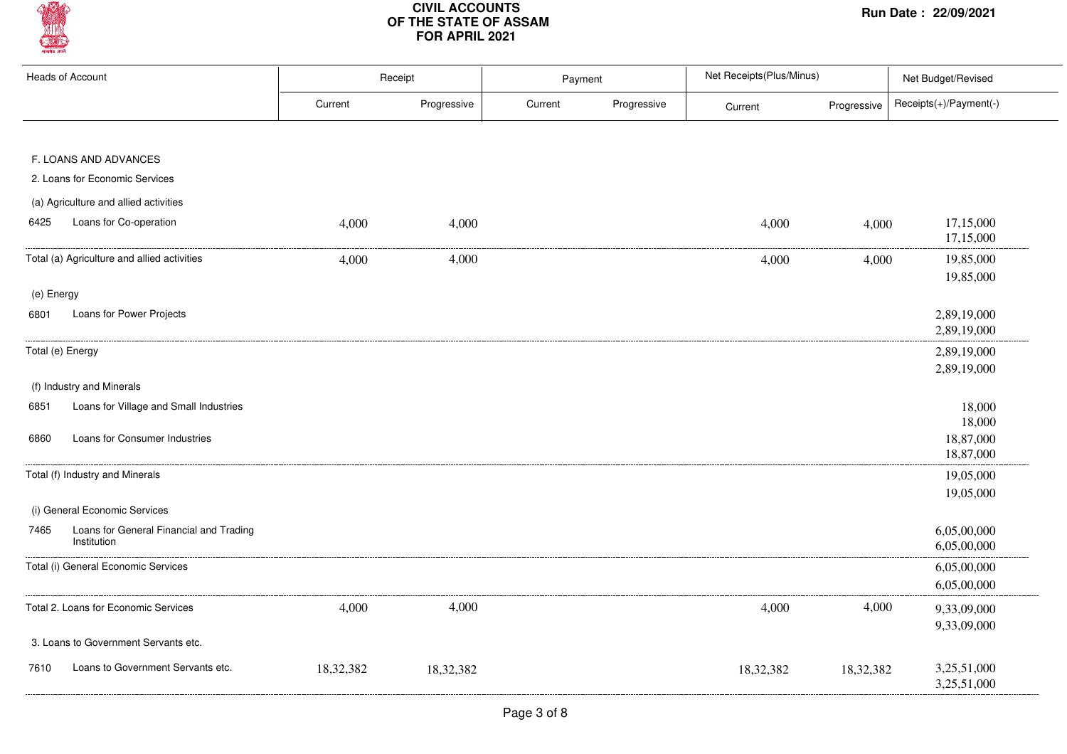# CIVIL ACCOUNTS OF THE STATE OF ASSAM FOR APRIL 2021

Run Date : 22/09/2021

| Heads of Account | Receipt | | Payment | | Net Receipts(Plus/Minus) | | Net Budget/Revised |
|---|---|---|---|---|---|---|---|
| | Current | Progressive | Current | Progressive | Current | Progressive | Receipts(+)/Payment(-) |
| **F. LOANS AND ADVANCES** | | | | | | | |
| 2. Loans for Economic Services | | | | | | | |
| (a) Agriculture and allied activities | | | | | | | |
| 6425 Loans for Co-operation | 4,000 | 4,000 | | | 4,000 | 4,000 | 17,15,000<br>17,15,000 |
| Total (a) Agriculture and allied activities | 4,000 | 4,000 | | | 4,000 | 4,000 | 19,85,000<br>19,85,000 |
| (e) Energy | | | | | | | |
| 6801 Loans for Power Projects | | | | | | | 2,89,19,000<br>2,89,19,000 |
| Total (e) Energy | | | | | | | 2,89,19,000<br>2,89,19,000 |
| (f) Industry and Minerals | | | | | | | |
| 6851 Loans for Village and Small Industries | | | | | | | 18,000<br>18,000 |
| 6860 Loans for Consumer Industries | | | | | | | 18,87,000<br>18,87,000 |
| Total (f) Industry and Minerals | | | | | | | 19,05,000<br>19,05,000 |
| (i) General Economic Services | | | | | | | |
| 7465 Loans for General Financial and Trading Institution | | | | | | | 6,05,00,000<br>6,05,00,000 |
| Total (i) General Economic Services | | | | | | | 6,05,00,000<br>6,05,00,000 |
| Total 2. Loans for Economic Services | 4,000 | 4,000 | | | 4,000 | 4,000 | 9,33,09,000<br>9,33,09,000 |
| 3. Loans to Government Servants etc. | | | | | | | |
| 7610 Loans to Government Servants etc. | 18,32,382 | 18,32,382 | | | 18,32,382 | 18,32,382 | 3,25,51,000<br>3,25,51,000 |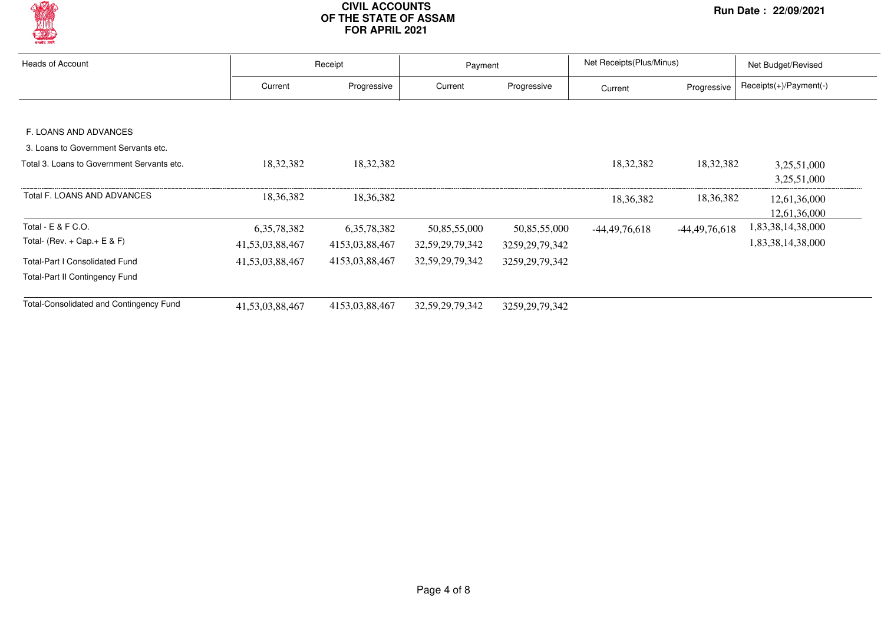# CIVIL ACCOUNTS OF THE STATE OF ASSAM FOR APRIL 2021

Run Date : 22/09/2021

| Heads of Account | Receipt | | Payment | | Net Receipts(Plus/Minus) | | Net Budget/Revised |
|---|---|---|---|---|---|---|---|
| | Current | Progressive | Current | Progressive | Current | Progressive | Receipts(+)/Payment(-) |
| F. LOANS AND ADVANCES | | | | | | | |
| 3. Loans to Government Servants etc. | | | | | | | |
| Total 3. Loans to Government Servants etc. | 18,32,382 | 18,32,382 | | | 18,32,382 | 18,32,382 | 3,25,51,000<br>3,25,51,000 |
| Total F. LOANS AND ADVANCES | 18,36,382 | 18,36,382 | | | 18,36,382 | 18,36,382 | 12,61,36,000<br>12,61,36,000 |
| Total - E & F C.O. | 6,35,78,382 | 6,35,78,382 | 50,85,55,000 | 50,85,55,000 | -44,49,76,618 | -44,49,76,618 | 1,83,38,14,38,000 |
| Total- (Rev. + Cap.+ E & F) | 41,53,03,88,467 | 4153,03,88,467 | 32,59,29,79,342 | 3259,29,79,342 | | | 1,83,38,14,38,000 |
| Total-Part I Consolidated Fund | 41,53,03,88,467 | 4153,03,88,467 | 32,59,29,79,342 | 3259,29,79,342 | | | |
| Total-Part II Contingency Fund | | | | | | | |
| Total-Consolidated and Contingency Fund | 41,53,03,88,467 | 4153,03,88,467 | 32,59,29,79,342 | 3259,29,79,342 | | | |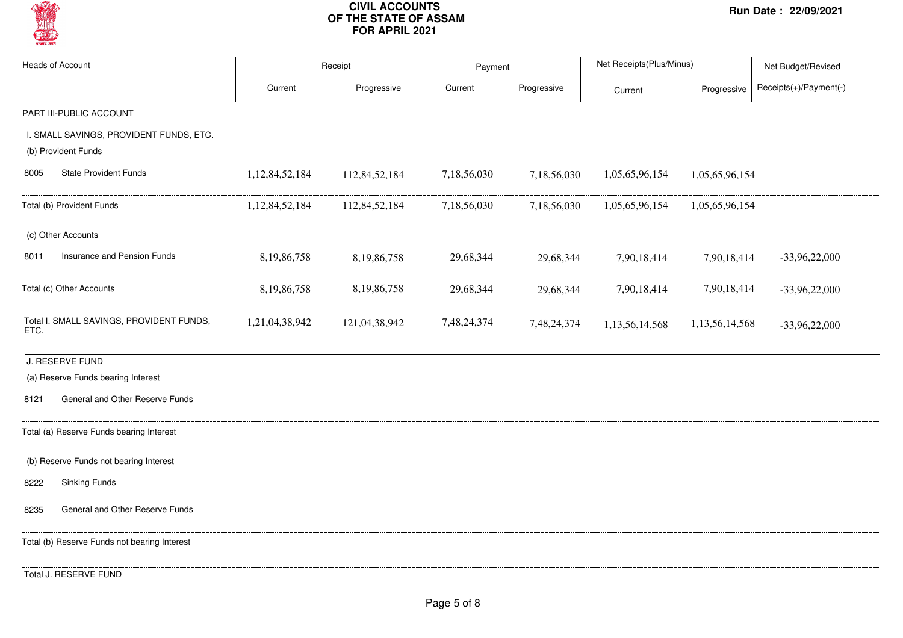# CIVIL ACCOUNTS OF THE STATE OF ASSAM FOR APRIL 2021

Run Date : 22/09/2021

| Heads of Account | Receipt | | Payment | | Net Receipts(Plus/Minus) | | Net Budget/Revised |
|---|---|---|---|---|---|---|---|
| | Current | Progressive | Current | Progressive | Current | Progressive | Receipts(+)/Payment(-) |
| PART III-PUBLIC ACCOUNT | | | | | | | |
| I. SMALL SAVINGS, PROVIDENT FUNDS, ETC. | | | | | | | |
| (b) Provident Funds | | | | | | | |
| 8005 State Provident Funds | 1,12,84,52,184 | 112,84,52,184 | 7,18,56,030 | 7,18,56,030 | 1,05,65,96,154 | 1,05,65,96,154 | |
| Total (b) Provident Funds | 1,12,84,52,184 | 112,84,52,184 | 7,18,56,030 | 7,18,56,030 | 1,05,65,96,154 | 1,05,65,96,154 | |
| (c) Other Accounts | | | | | | | |
| 8011 Insurance and Pension Funds | 8,19,86,758 | 8,19,86,758 | 29,68,344 | 29,68,344 | 7,90,18,414 | 7,90,18,414 | -33,96,22,000 |
| Total (c) Other Accounts | 8,19,86,758 | 8,19,86,758 | 29,68,344 | 29,68,344 | 7,90,18,414 | 7,90,18,414 | -33,96,22,000 |
| Total I. SMALL SAVINGS, PROVIDENT FUNDS, ETC. | 1,21,04,38,942 | 121,04,38,942 | 7,48,24,374 | 7,48,24,374 | 1,13,56,14,568 | 1,13,56,14,568 | -33,96,22,000 |
| J. RESERVE FUND | | | | | | | |
| (a) Reserve Funds bearing Interest | | | | | | | |
| 8121 General and Other Reserve Funds | | | | | | | |
| Total (a) Reserve Funds bearing Interest | | | | | | | |
| (b) Reserve Funds not bearing Interest | | | | | | | |
| 8222 Sinking Funds | | | | | | | |
| 8235 General and Other Reserve Funds | | | | | | | |
| Total (b) Reserve Funds not bearing Interest | | | | | | | |
| Total J. RESERVE FUND | | | | | | | |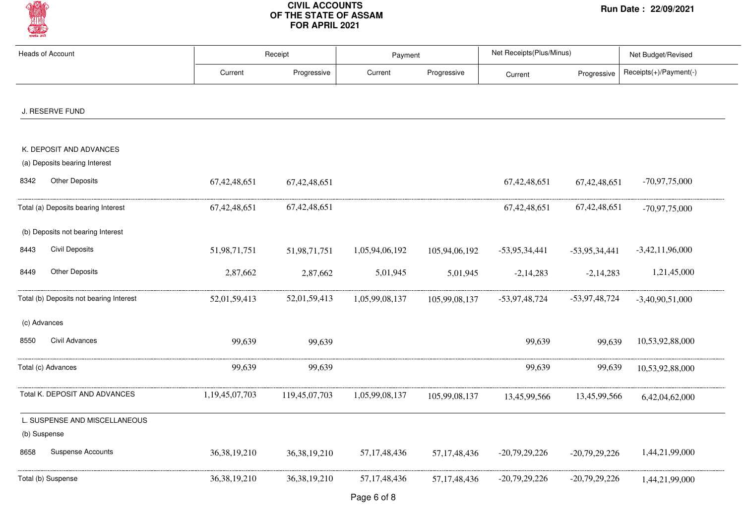# CIVIL ACCOUNTS OF THE STATE OF ASSAM FOR APRIL 2021

Run Date : 22/09/2021

| Heads of Account | | Receipt | | Payment | | Net Receipts(Plus/Minus) | | Net Budget/Revised |
|---|---|---|---|---|---|---|---|---|
| | | Current | Progressive | Current | Progressive | Current | Progressive | Receipts(+)/Payment(-) |
| **J. RESERVE FUND** | | | | | | | | |
| **K. DEPOSIT AND ADVANCES** | | | | | | | | |
| (a) Deposits bearing Interest | | | | | | | | |
| 8342 | Other Deposits | 67,42,48,651 | 67,42,48,651 | | | 67,42,48,651 | 67,42,48,651 | -70,97,75,000 |
| Total (a) Deposits bearing Interest | | 67,42,48,651 | 67,42,48,651 | | | 67,42,48,651 | 67,42,48,651 | -70,97,75,000 |
| (b) Deposits not bearing Interest | | | | | | | | |
| 8443 | Civil Deposits | 51,98,71,751 | 51,98,71,751 | 1,05,94,06,192 | 105,94,06,192 | -53,95,34,441 | -53,95,34,441 | -3,42,11,96,000 |
| 8449 | Other Deposits | 2,87,662 | 2,87,662 | 5,01,945 | 5,01,945 | -2,14,283 | -2,14,283 | 1,21,45,000 |
| Total (b) Deposits not bearing Interest | | 52,01,59,413 | 52,01,59,413 | 1,05,99,08,137 | 105,99,08,137 | -53,97,48,724 | -53,97,48,724 | -3,40,90,51,000 |
| (c) Advances | | | | | | | | |
| 8550 | Civil Advances | 99,639 | 99,639 | | | 99,639 | 99,639 | 10,53,92,88,000 |
| Total (c) Advances | | 99,639 | 99,639 | | | 99,639 | 99,639 | 10,53,92,88,000 |
| Total K. DEPOSIT AND ADVANCES | | 1,19,45,07,703 | 119,45,07,703 | 1,05,99,08,137 | 105,99,08,137 | 13,45,99,566 | 13,45,99,566 | 6,42,04,62,000 |
| **L. SUSPENSE AND MISCELLANEOUS** | | | | | | | | |
| (b) Suspense | | | | | | | | |
| 8658 | Suspense Accounts | 36,38,19,210 | 36,38,19,210 | 57,17,48,436 | 57,17,48,436 | -20,79,29,226 | -20,79,29,226 | 1,44,21,99,000 |
| Total (b) Suspense | | 36,38,19,210 | 36,38,19,210 | 57,17,48,436 | 57,17,48,436 | -20,79,29,226 | -20,79,29,226 | 1,44,21,99,000 |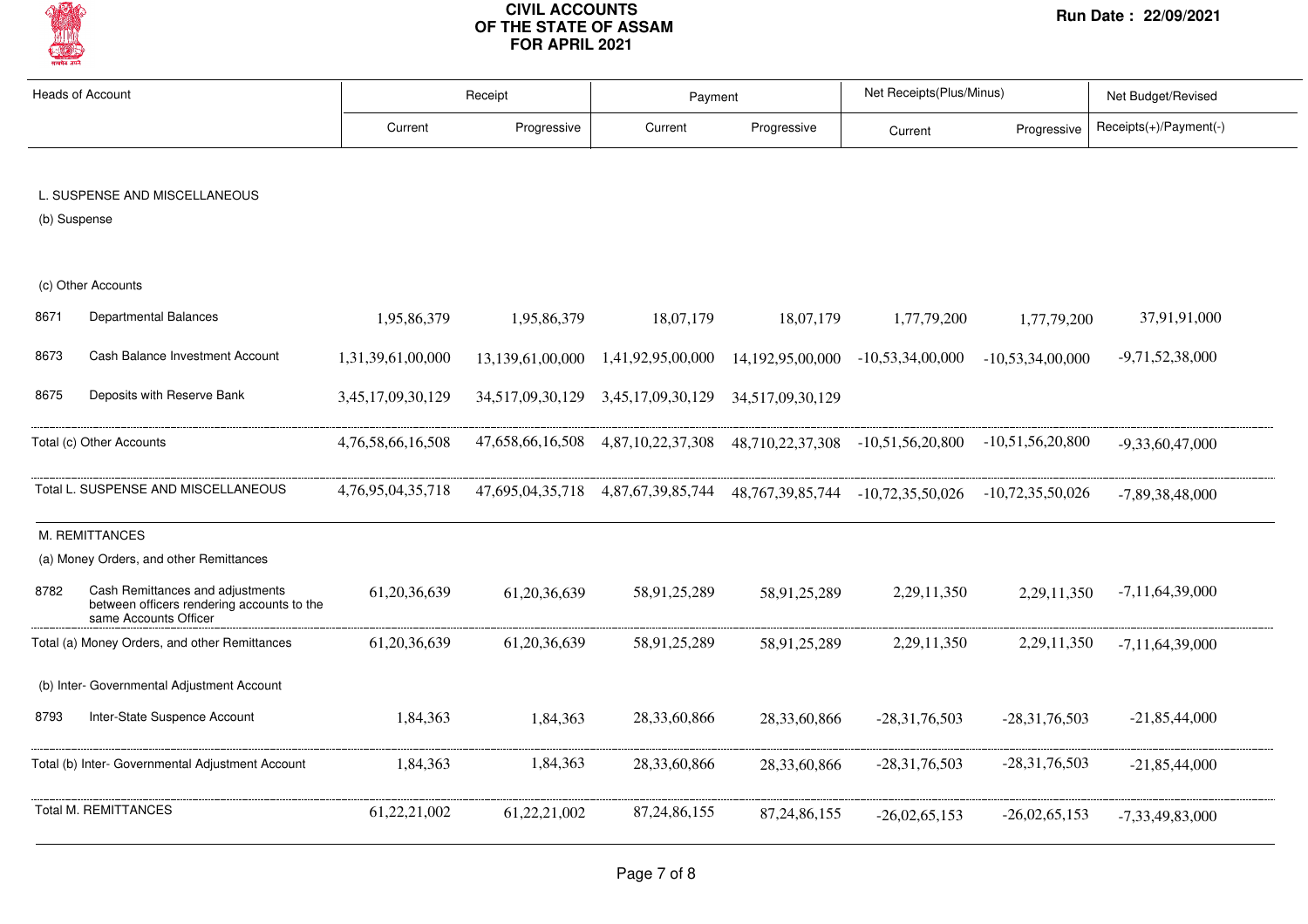# CIVIL ACCOUNTS OF THE STATE OF ASSAM FOR APRIL 2021

Run Date : 22/09/2021

| Heads of Account | | Receipt | | Payment | | Net Receipts(Plus/Minus) | | Net Budget/Revised |
|---|---|---|---|---|---|---|---|---|
| | | Current | Progressive | Current | Progressive | Current | Progressive | Receipts(+)/Payment(-) |
| L. SUSPENSE AND MISCELLANEOUS | | | | | | | | |
| (b) Suspense | | | | | | | | |
| (c) Other Accounts | | | | | | | | |
| 8671 | Departmental Balances | 1,95,86,379 | 1,95,86,379 | 18,07,179 | 18,07,179 | 1,77,79,200 | 1,77,79,200 | 37,91,91,000 |
| 8673 | Cash Balance Investment Account | 1,31,39,61,00,000 | 13,139,61,00,000 | 1,41,92,95,00,000 | 14,192,95,00,000 | -10,53,34,00,000 | -10,53,34,00,000 | -9,71,52,38,000 |
| 8675 | Deposits with Reserve Bank | 3,45,17,09,30,129 | 34,517,09,30,129 | 3,45,17,09,30,129 | 34,517,09,30,129 | | | |
| Total (c) Other Accounts | | 4,76,58,66,16,508 | 47,658,66,16,508 | 4,87,10,22,37,308 | 48,710,22,37,308 | -10,51,56,20,800 | -10,51,56,20,800 | -9,33,60,47,000 |
| Total L. SUSPENSE AND MISCELLANEOUS | | 4,76,95,04,35,718 | 47,695,04,35,718 | 4,87,67,39,85,744 | 48,767,39,85,744 | -10,72,35,50,026 | -10,72,35,50,026 | -7,89,38,48,000 |
| M. REMITTANCES | | | | | | | | |
| (a) Money Orders, and other Remittances | | | | | | | | |
| 8782 | Cash Remittances and adjustments between officers rendering accounts to the same Accounts Officer | 61,20,36,639 | 61,20,36,639 | 58,91,25,289 | 58,91,25,289 | 2,29,11,350 | 2,29,11,350 | -7,11,64,39,000 |
| Total (a) Money Orders, and other Remittances | | 61,20,36,639 | 61,20,36,639 | 58,91,25,289 | 58,91,25,289 | 2,29,11,350 | 2,29,11,350 | -7,11,64,39,000 |
| (b) Inter- Governmental Adjustment Account | | | | | | | | |
| 8793 | Inter-State Suspence Account | 1,84,363 | 1,84,363 | 28,33,60,866 | 28,33,60,866 | -28,31,76,503 | -28,31,76,503 | -21,85,44,000 |
| Total (b) Inter- Governmental Adjustment Account | | 1,84,363 | 1,84,363 | 28,33,60,866 | 28,33,60,866 | -28,31,76,503 | -28,31,76,503 | -21,85,44,000 |
| Total M. REMITTANCES | | 61,22,21,002 | 61,22,21,002 | 87,24,86,155 | 87,24,86,155 | -26,02,65,153 | -26,02,65,153 | -7,33,49,83,000 |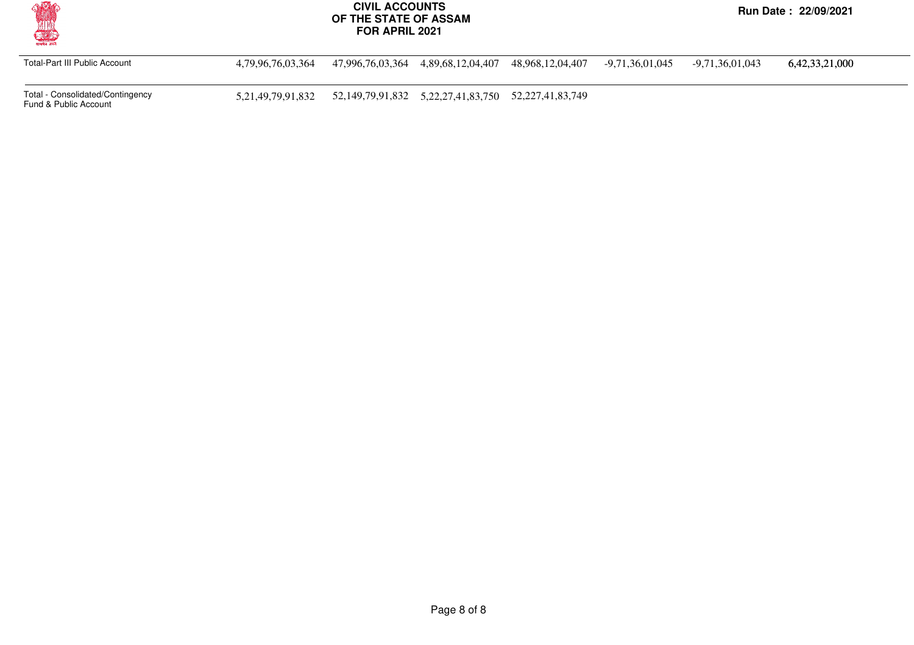| | | | | | | | |
|---|---|---|---|---|---|---|---|
| Total-Part III Public Account | 4,79,96,76,03,364 | 47,996,76,03,364 | 4,89,68,12,04,407 | 48,968,12,04,407 | -9,71,36,01,045 | -9,71,36,01,043 | 6,42,33,21,000 |
| Total - Consolidated/Contingency Fund & Public Account | 5,21,49,79,91,832 | 52,149,79,91,832 | 5,22,27,41,83,750 | 52,227,41,83,749 | | | |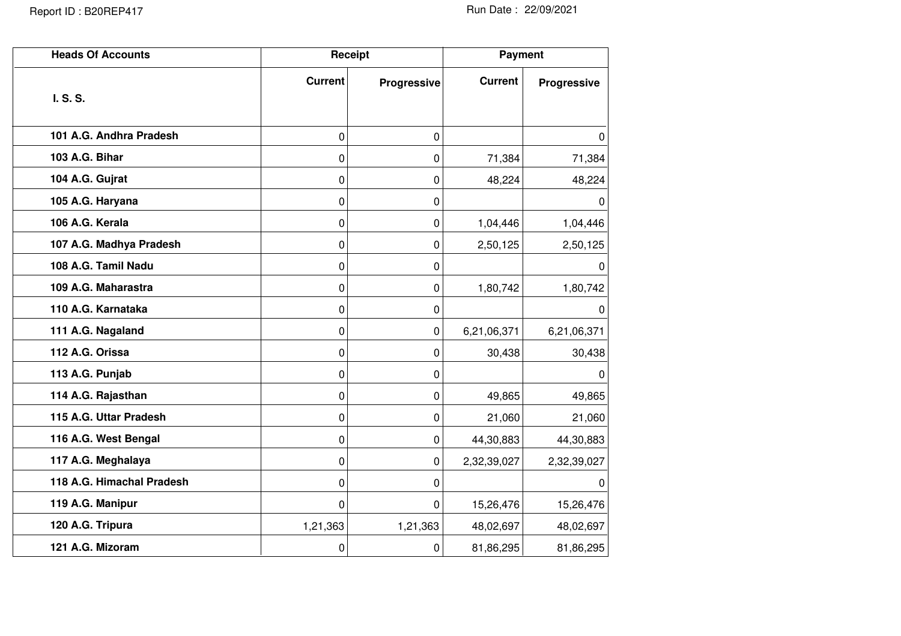| Heads Of Accounts | Receipt | | Payment | |
|---|---|---|---|---|
| I. S. S. | Current | Progressive | Current | Progressive |
| 101 A.G. Andhra Pradesh | 0 | 0 | | 0 |
| 103 A.G. Bihar | 0 | 0 | 71,384 | 71,384 |
| 104 A.G. Gujrat | 0 | 0 | 48,224 | 48,224 |
| 105 A.G. Haryana | 0 | 0 | | 0 |
| 106 A.G. Kerala | 0 | 0 | 1,04,446 | 1,04,446 |
| 107 A.G. Madhya Pradesh | 0 | 0 | 2,50,125 | 2,50,125 |
| 108 A.G. Tamil Nadu | 0 | 0 | | 0 |
| 109 A.G. Maharastra | 0 | 0 | 1,80,742 | 1,80,742 |
| 110 A.G. Karnataka | 0 | 0 | | 0 |
| 111 A.G. Nagaland | 0 | 0 | 6,21,06,371 | 6,21,06,371 |
| 112 A.G. Orissa | 0 | 0 | 30,438 | 30,438 |
| 113 A.G. Punjab | 0 | 0 | | 0 |
| 114 A.G. Rajasthan | 0 | 0 | 49,865 | 49,865 |
| 115 A.G. Uttar Pradesh | 0 | 0 | 21,060 | 21,060 |
| 116 A.G. West Bengal | 0 | 0 | 44,30,883 | 44,30,883 |
| 117 A.G. Meghalaya | 0 | 0 | 2,32,39,027 | 2,32,39,027 |
| 118 A.G. Himachal Pradesh | 0 | 0 | | 0 |
| 119 A.G. Manipur | 0 | 0 | 15,26,476 | 15,26,476 |
| 120 A.G. Tripura | 1,21,363 | 1,21,363 | 48,02,697 | 48,02,697 |
| 121 A.G. Mizoram | 0 | 0 | 81,86,295 | 81,86,295 |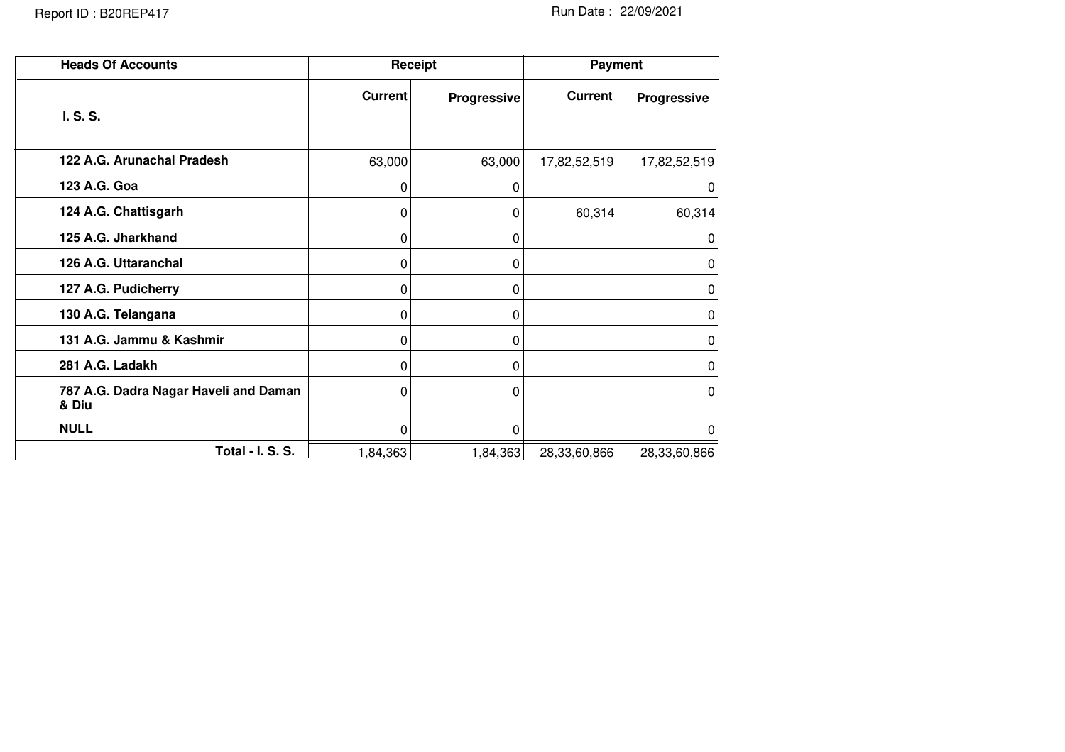| Heads Of Accounts | Receipt | | Payment | |
|---|---|---|---|---|
| **I. S. S.** | **Current** | **Progressive** | **Current** | **Progressive** |
| **122 A.G. Arunachal Pradesh** | 63,000 | 63,000 | 17,82,52,519 | 17,82,52,519 |
| **123 A.G. Goa** | 0 | 0 | | 0 |
| **124 A.G. Chattisgarh** | 0 | 0 | 60,314 | 60,314 |
| **125 A.G. Jharkhand** | 0 | 0 | | 0 |
| **126 A.G. Uttaranchal** | 0 | 0 | | 0 |
| **127 A.G. Pudicherry** | 0 | 0 | | 0 |
| **130 A.G. Telangana** | 0 | 0 | | 0 |
| **131 A.G. Jammu & Kashmir** | 0 | 0 | | 0 |
| **281 A.G. Ladakh** | 0 | 0 | | 0 |
| **787 A.G. Dadra Nagar Haveli and Daman & Diu** | 0 | 0 | | 0 |
| **NULL** | 0 | 0 | | 0 |
| **Total - I. S. S.** | 1,84,363 | 1,84,363 | 28,33,60,866 | 28,33,60,866 |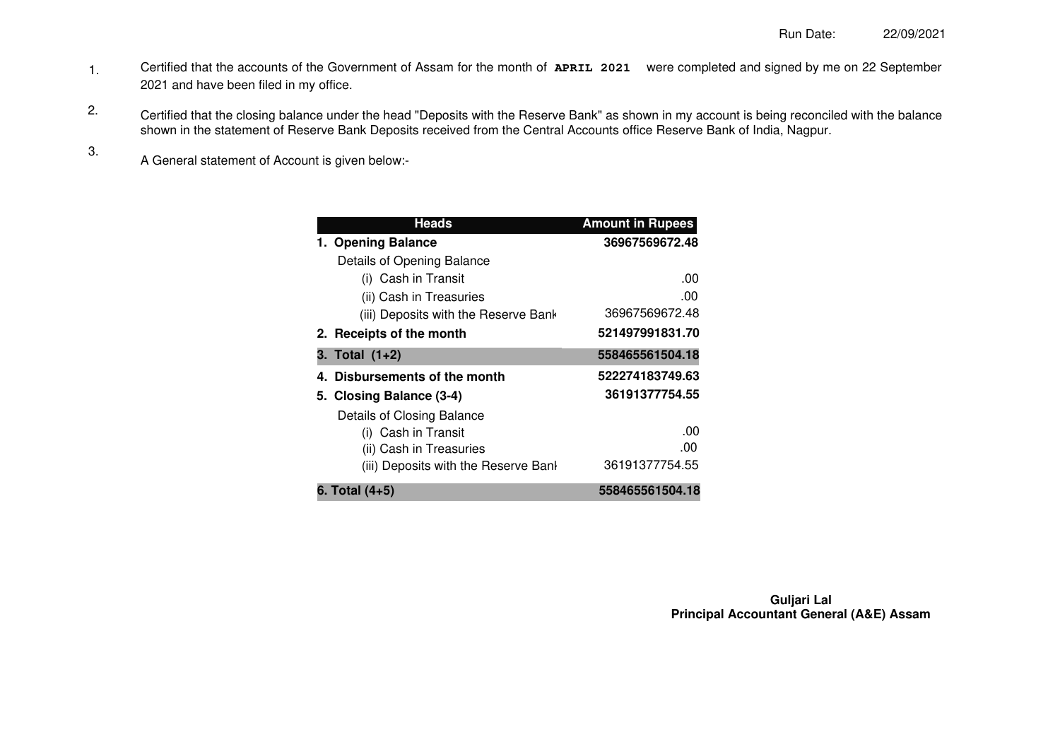Run Date: 22/09/2021

1. Certified that the accounts of the Government of Assam for the month of **APRIL 2021** were completed and signed by me on 22 September 2021 and have been filed in my office.

2. Certified that the closing balance under the head "Deposits with the Reserve Bank" as shown in my account is being reconciled with the balance shown in the statement of Reserve Bank Deposits received from the Central Accounts office Reserve Bank of India, Nagpur.

3. A General statement of Account is given below:-

| Heads | Amount in Rupees |
|---|---|
| **1. Opening Balance** | **36967569672.48** |
| Details of Opening Balance | |
| (i) Cash in Transit | .00 |
| (ii) Cash in Treasuries | .00 |
| (iii) Deposits with the Reserve Bank | 36967569672.48 |
| **2. Receipts of the month** | **521497991831.70** |
| **3. Total (1+2)** | **558465561504.18** |
| **4. Disbursements of the month** | **522274183749.63** |
| **5. Closing Balance (3-4)** | **36191377754.55** |
| Details of Closing Balance | |
| (i) Cash in Transit | .00 |
| (ii) Cash in Treasuries | .00 |
| (iii) Deposits with the Reserve Bank | 36191377754.55 |
| **6. Total (4+5)** | **558465561504.18** |

**Guljari Lal**
**Principal Accountant General (A&E) Assam**